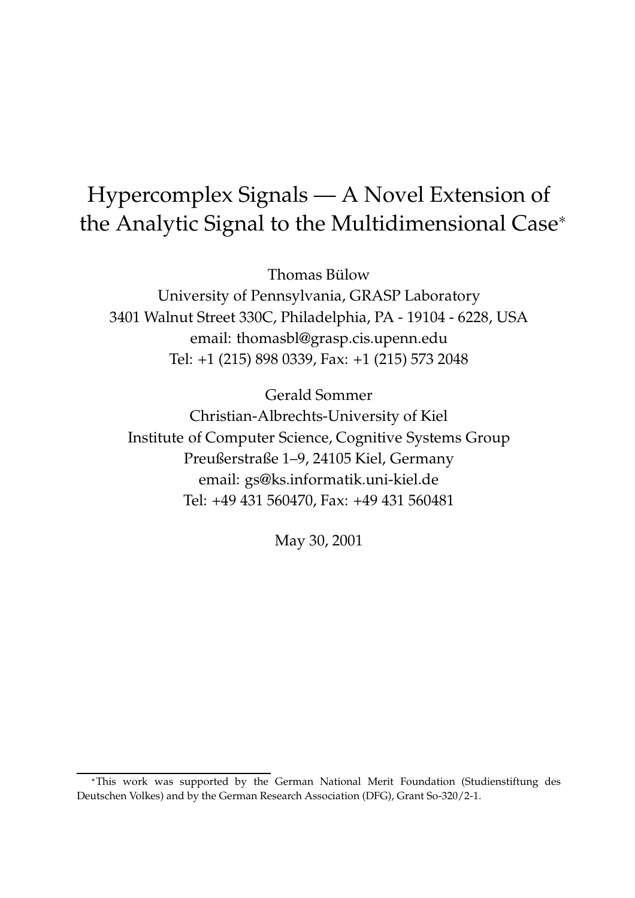# Hypercomplex Signals — A Novel Extension of the Analytic Signal to the Multidimensional Case*

Thomas Bülow
University of Pennsylvania, GRASP Laboratory
3401 Walnut Street 330C, Philadelphia, PA - 19104 - 6228, USA
email: thomasbl@grasp.cis.upenn.edu
Tel: +1 (215) 898 0339, Fax: +1 (215) 573 2048

Gerald Sommer
Christian-Albrechts-University of Kiel
Institute of Computer Science, Cognitive Systems Group
Preußerstraße 1–9, 24105 Kiel, Germany
email: gs@ks.informatik.uni-kiel.de
Tel: +49 431 560470, Fax: +49 431 560481

May 30, 2001

---

*This work was supported by the German National Merit Foundation (Studienstiftung des Deutschen Volkes) and by the German Research Association (DFG), Grant So-320/2-1.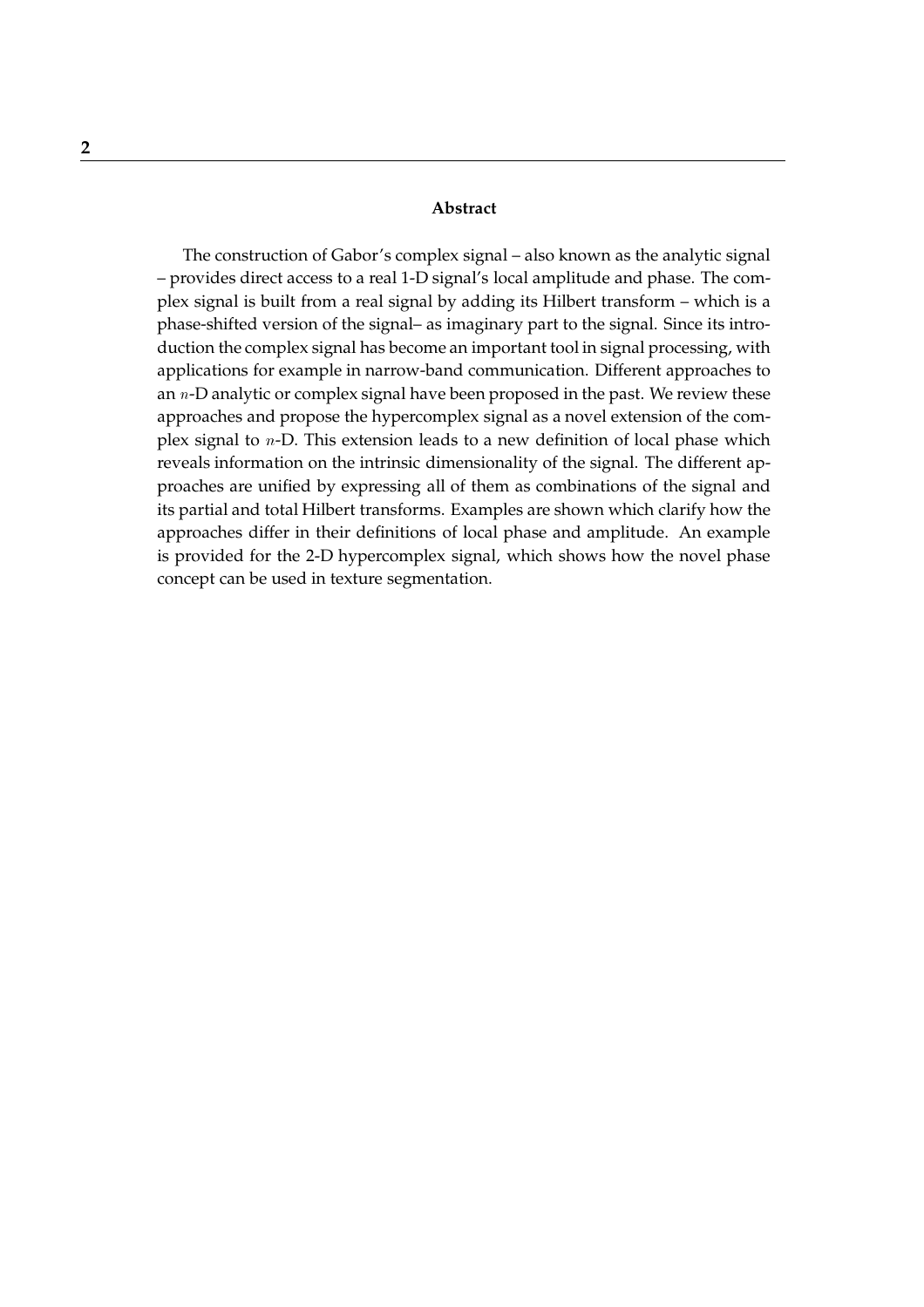## Abstract

The construction of Gabor's complex signal – also known as the analytic signal – provides direct access to a real 1-D signal's local amplitude and phase. The complex signal is built from a real signal by adding its Hilbert transform – which is a phase-shifted version of the signal– as imaginary part to the signal. Since its introduction the complex signal has become an important tool in signal processing, with applications for example in narrow-band communication. Different approaches to an $n$-D analytic or complex signal have been proposed in the past. We review these approaches and propose the hypercomplex signal as a novel extension of the complex signal to $n$-D. This extension leads to a new definition of local phase which reveals information on the intrinsic dimensionality of the signal. The different approaches are unified by expressing all of them as combinations of the signal and its partial and total Hilbert transforms. Examples are shown which clarify how the approaches differ in their definitions of local phase and amplitude. An example is provided for the 2-D hypercomplex signal, which shows how the novel phase concept can be used in texture segmentation.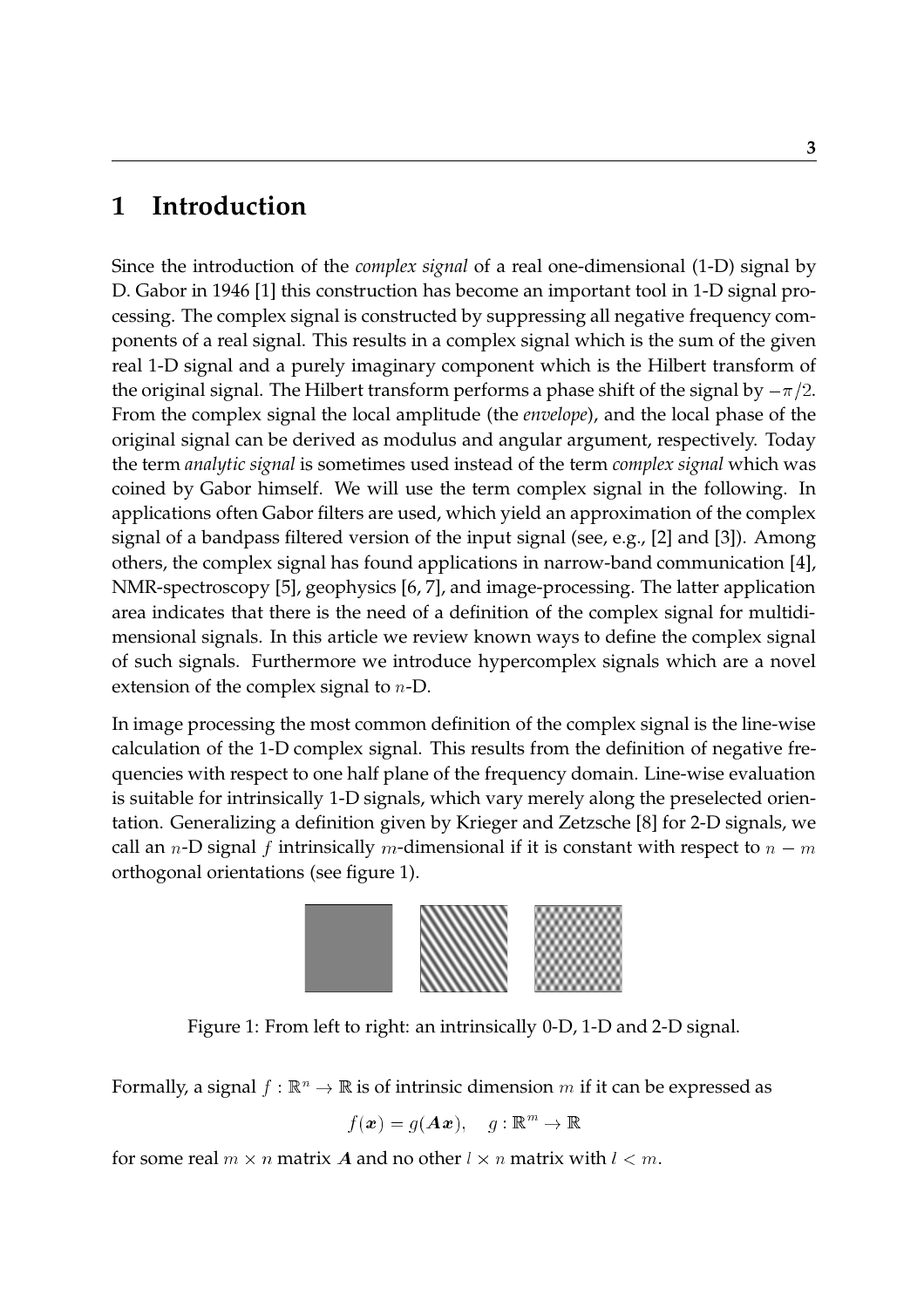# 1 Introduction

Since the introduction of the *complex signal* of a real one-dimensional (1-D) signal by D. Gabor in 1946 [1] this construction has become an important tool in 1-D signal processing. The complex signal is constructed by suppressing all negative frequency components of a real signal. This results in a complex signal which is the sum of the given real 1-D signal and a purely imaginary component which is the Hilbert transform of the original signal. The Hilbert transform performs a phase shift of the signal by $-\pi/2$. From the complex signal the local amplitude (the *envelope*), and the local phase of the original signal can be derived as modulus and angular argument, respectively. Today the term *analytic signal* is sometimes used instead of the term *complex signal* which was coined by Gabor himself. We will use the term complex signal in the following. In applications often Gabor filters are used, which yield an approximation of the complex signal of a bandpass filtered version of the input signal (see, e.g., [2] and [3]). Among others, the complex signal has found applications in narrow-band communication [4], NMR-spectroscopy [5], geophysics [6, 7], and image-processing. The latter application area indicates that there is the need of a definition of the complex signal for multidimensional signals. In this article we review known ways to define the complex signal of such signals. Furthermore we introduce hypercomplex signals which are a novel extension of the complex signal to $n$-D.

In image processing the most common definition of the complex signal is the line-wise calculation of the 1-D complex signal. This results from the definition of negative frequencies with respect to one half plane of the frequency domain. Line-wise evaluation is suitable for intrinsically 1-D signals, which vary merely along the preselected orientation. Generalizing a definition given by Krieger and Zetzsche [8] for 2-D signals, we call an $n$-D signal $f$ intrinsically $m$-dimensional if it is constant with respect to $n - m$ orthogonal orientations (see figure 1).

Figure 1: From left to right: an intrinsically 0-D, 1-D and 2-D signal.

Formally, a signal $f : \mathbb{R}^n \to \mathbb{R}$ is of intrinsic dimension $m$ if it can be expressed as

$$f(\boldsymbol{x}) = g(\boldsymbol{A}\boldsymbol{x}), \quad g : \mathbb{R}^m \to \mathbb{R}$$

for some real $m \times n$ matrix $\boldsymbol{A}$ and no other $l \times n$ matrix with $l < m$.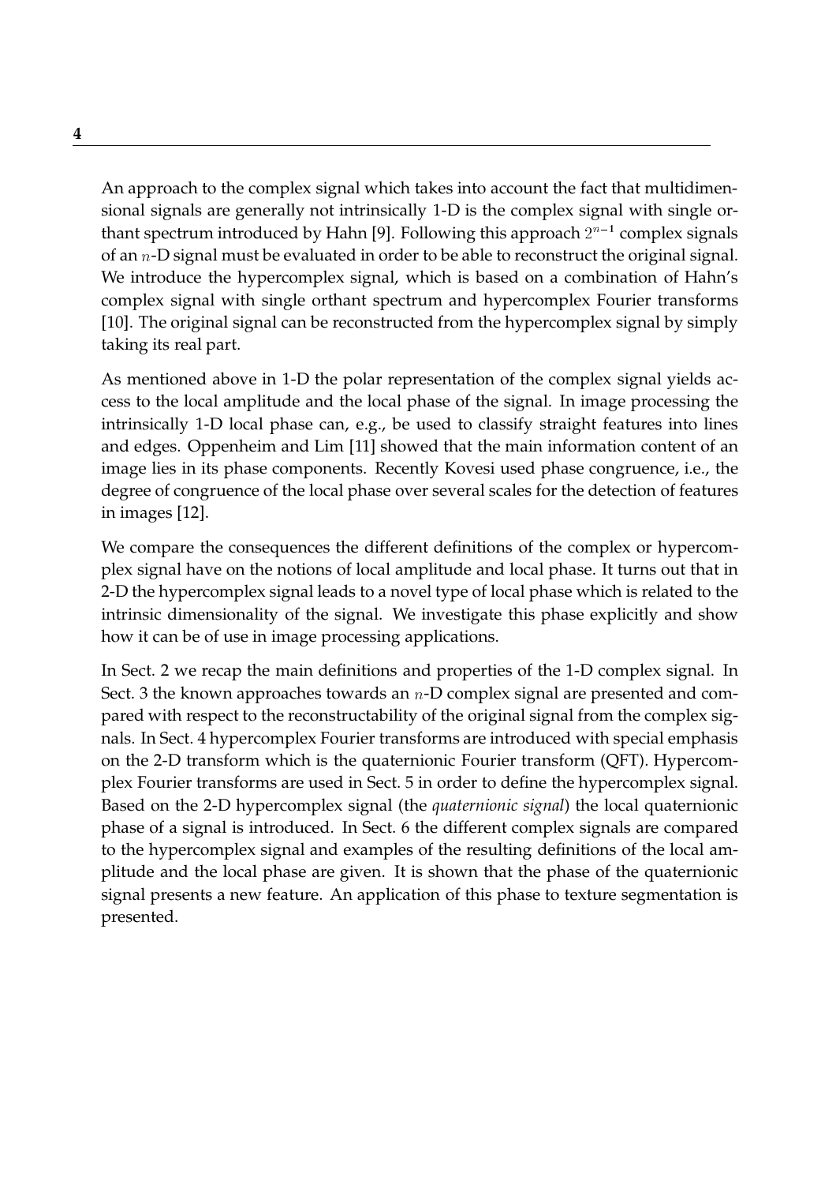An approach to the complex signal which takes into account the fact that multidimensional signals are generally not intrinsically 1-D is the complex signal with single orthant spectrum introduced by Hahn [9]. Following this approach $2^{n-1}$ complex signals of an $n$-D signal must be evaluated in order to be able to reconstruct the original signal. We introduce the hypercomplex signal, which is based on a combination of Hahn's complex signal with single orthant spectrum and hypercomplex Fourier transforms [10]. The original signal can be reconstructed from the hypercomplex signal by simply taking its real part.

As mentioned above in 1-D the polar representation of the complex signal yields access to the local amplitude and the local phase of the signal. In image processing the intrinsically 1-D local phase can, e.g., be used to classify straight features into lines and edges. Oppenheim and Lim [11] showed that the main information content of an image lies in its phase components. Recently Kovesi used phase congruence, i.e., the degree of congruence of the local phase over several scales for the detection of features in images [12].

We compare the consequences the different definitions of the complex or hypercomplex signal have on the notions of local amplitude and local phase. It turns out that in 2-D the hypercomplex signal leads to a novel type of local phase which is related to the intrinsic dimensionality of the signal. We investigate this phase explicitly and show how it can be of use in image processing applications.

In Sect. 2 we recap the main definitions and properties of the 1-D complex signal. In Sect. 3 the known approaches towards an $n$-D complex signal are presented and compared with respect to the reconstructability of the original signal from the complex signals. In Sect. 4 hypercomplex Fourier transforms are introduced with special emphasis on the 2-D transform which is the quaternionic Fourier transform (QFT). Hypercomplex Fourier transforms are used in Sect. 5 in order to define the hypercomplex signal. Based on the 2-D hypercomplex signal (the *quaternionic signal*) the local quaternionic phase of a signal is introduced. In Sect. 6 the different complex signals are compared to the hypercomplex signal and examples of the resulting definitions of the local amplitude and the local phase are given. It is shown that the phase of the quaternionic signal presents a new feature. An application of this phase to texture segmentation is presented.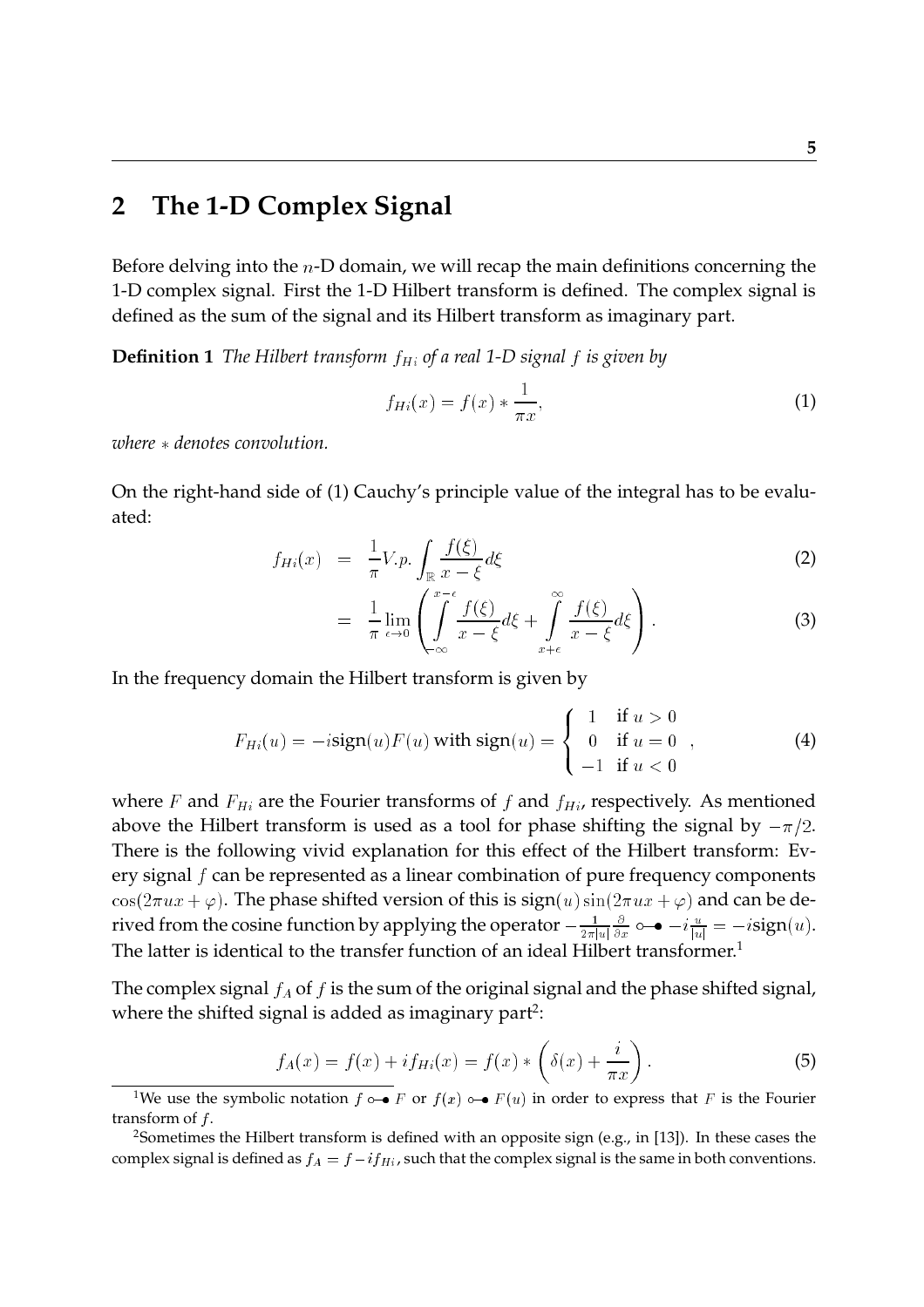## 2 The 1-D Complex Signal

Before delving into the $n$-D domain, we will recap the main definitions concerning the 1-D complex signal. First the 1-D Hilbert transform is defined. The complex signal is defined as the sum of the signal and its Hilbert transform as imaginary part.

**Definition 1** *The Hilbert transform $f_{Hi}$ of a real 1-D signal $f$ is given by*

$$f_{Hi}(x) = f(x) * \frac{1}{\pi x}, \tag{1}$$

*where $*$ denotes convolution.*

On the right-hand side of (1) Cauchy's principle value of the integral has to be evaluated:

$$\begin{aligned} f_{Hi}(x) &= \frac{1}{\pi} V.p. \int_{\mathbb{R}} \frac{f(\xi)}{x - \xi} d\xi & (2) \\ &= \frac{1}{\pi} \lim_{\epsilon \to 0} \left( \int_{-\infty}^{x-\epsilon} \frac{f(\xi)}{x - \xi} d\xi + \int_{x+\epsilon}^{\infty} \frac{f(\xi)}{x - \xi} d\xi \right). & (3) \end{aligned}$$

In the frequency domain the Hilbert transform is given by

$$F_{Hi}(u) = -i\text{sign}(u) F(u) \text{ with } \text{sign}(u) = \begin{cases} 1 & \text{if } u > 0 \\ 0 & \text{if } u = 0 \\ -1 & \text{if } u < 0 \end{cases}, \tag{4}$$

where $F$ and $F_{Hi}$ are the Fourier transforms of $f$ and $f_{Hi}$, respectively. As mentioned above the Hilbert transform is used as a tool for phase shifting the signal by $-\pi/2$. There is the following vivid explanation for this effect of the Hilbert transform: Every signal $f$ can be represented as a linear combination of pure frequency components $\cos(2\pi ux + \varphi)$. The phase shifted version of this is $\text{sign}(u)\sin(2\pi ux + \varphi)$ and can be derived from the cosine function by applying the operator $-\frac{1}{2\pi|u|}\frac{\partial}{\partial x} \circ\!\!-\!\!\bullet -i\frac{u}{|u|} = -i\text{sign}(u)$. The latter is identical to the transfer function of an ideal Hilbert transformer.[1]

The complex signal $f_A$ of $f$ is the sum of the original signal and the phase shifted signal, where the shifted signal is added as imaginary part[2]:

$$f_A(x) = f(x) + i f_{Hi}(x) = f(x) * \left( \delta(x) + \frac{i}{\pi x} \right). \tag{5}$$

---

[1] We use the symbolic notation $f \circ\!\!-\!\!\bullet F$ or $f(x) \circ\!\!-\!\!\bullet F(u)$ in order to express that $F$ is the Fourier transform of $f$.

[2] Sometimes the Hilbert transform is defined with an opposite sign (e.g., in [13]). In these cases the complex signal is defined as $f_A = f - i f_{Hi}$, such that the complex signal is the same in both conventions.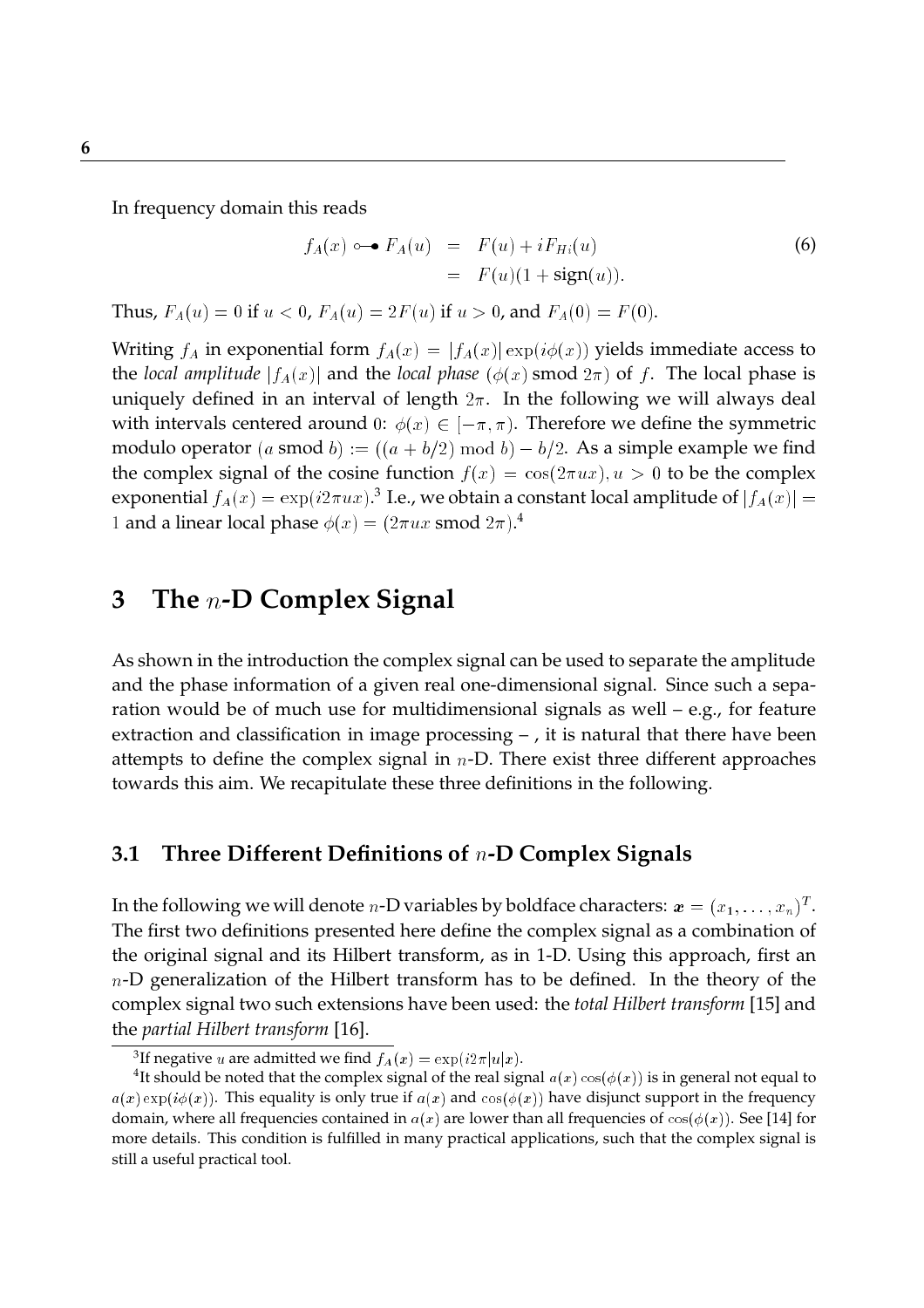In frequency domain this reads

$$
\begin{aligned}
f_A(x) \circ\!\!-\!\!\bullet\ F_A(u) &= F(u) + iF_{Hi}(u) \\
&= F(u)(1 + \text{sign}(u)).
\end{aligned}
\tag{6}
$$

Thus, $F_A(u) = 0$ if $u < 0$, $F_A(u) = 2F(u)$ if $u > 0$, and $F_A(0) = F(0)$.

Writing $f_A$ in exponential form $f_A(x) = |f_A(x)| \exp(i\phi(x))$ yields immediate access to the *local amplitude* $|f_A(x)|$ and the *local phase* $(\phi(x) \text{ smod } 2\pi)$ of $f$. The local phase is uniquely defined in an interval of length $2\pi$. In the following we will always deal with intervals centered around $0$: $\phi(x) \in [-\pi, \pi)$. Therefore we define the symmetric modulo operator $(a \text{ smod } b) := ((a + b/2) \bmod b) - b/2$. As a simple example we find the complex signal of the cosine function $f(x) = \cos(2\pi ux), u > 0$ to be the complex exponential $f_A(x) = \exp(i2\pi ux)$.[3] I.e., we obtain a constant local amplitude of $|f_A(x)| = 1$ and a linear local phase $\phi(x) = (2\pi ux \text{ smod } 2\pi)$.[4]

# 3 The $n$-D Complex Signal

As shown in the introduction the complex signal can be used to separate the amplitude and the phase information of a given real one-dimensional signal. Since such a separation would be of much use for multidimensional signals as well – e.g., for feature extraction and classification in image processing – , it is natural that there have been attempts to define the complex signal in $n$-D. There exist three different approaches towards this aim. We recapitulate these three definitions in the following.

## 3.1 Three Different Definitions of $n$-D Complex Signals

In the following we will denote $n$-D variables by boldface characters: $\boldsymbol{x} = (x_1, \ldots, x_n)^T$. The first two definitions presented here define the complex signal as a combination of the original signal and its Hilbert transform, as in 1-D. Using this approach, first an $n$-D generalization of the Hilbert transform has to be defined. In the theory of the complex signal two such extensions have been used: the *total Hilbert transform* [15] and the *partial Hilbert transform* [16].

---

[3] If negative $u$ are admitted we find $f_A(x) = \exp(i2\pi|u|x)$.

[4] It should be noted that the complex signal of the real signal $a(x)\cos(\phi(x))$ is in general not equal to $a(x)\exp(i\phi(x))$. This equality is only true if $a(x)$ and $\cos(\phi(x))$ have disjunct support in the frequency domain, where all frequencies contained in $a(x)$ are lower than all frequencies of $\cos(\phi(x))$. See [14] for more details. This condition is fulfilled in many practical applications, such that the complex signal is still a useful practical tool.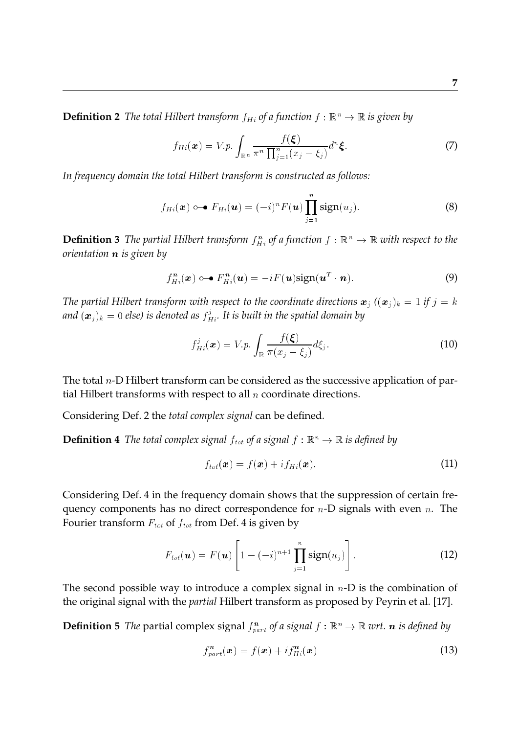**Definition 2** *The total Hilbert transform $f_{Hi}$ of a function $f : \mathbb{R}^n \to \mathbb{R}$ is given by*

$$f_{Hi}(\boldsymbol{x}) = V.p. \int_{\mathbb{R}^n} \frac{f(\boldsymbol{\xi})}{\pi^n \prod_{j=1}^n (x_j - \xi_j)} d^n \boldsymbol{\xi}. \tag{7}$$

*In frequency domain the total Hilbert transform is constructed as follows:*

$$f_{Hi}(\boldsymbol{x}) \circ\!\!-\!\!\bullet\; F_{Hi}(\boldsymbol{u}) = (-i)^n F(\boldsymbol{u}) \prod_{j=1}^n \mathrm{sign}(u_j). \tag{8}$$

**Definition 3** *The partial Hilbert transform $f_{Hi}^{\boldsymbol{n}}$ of a function $f : \mathbb{R}^n \to \mathbb{R}$ with respect to the orientation $\boldsymbol{n}$ is given by*

$$f_{Hi}^{\boldsymbol{n}}(\boldsymbol{x}) \circ\!\!-\!\!\bullet\; F_{Hi}^{\boldsymbol{n}}(\boldsymbol{u}) = -iF(\boldsymbol{u}) \mathrm{sign}(\boldsymbol{u}^T \cdot \boldsymbol{n}). \tag{9}$$

*The partial Hilbert transform with respect to the coordinate directions $\boldsymbol{x}_j$ ($(\boldsymbol{x}_j)_k = 1$ if $j = k$ and $(\boldsymbol{x}_j)_k = 0$ else) is denoted as $f_{Hi}^j$. It is built in the spatial domain by*

$$f_{Hi}^j(\boldsymbol{x}) = V.p. \int_{\mathbb{R}} \frac{f(\boldsymbol{\xi})}{\pi(x_j - \xi_j)} d\xi_j. \tag{10}$$

The total $n$-D Hilbert transform can be considered as the successive application of partial Hilbert transforms with respect to all $n$ coordinate directions.

Considering Def. 2 the *total complex signal* can be defined.

**Definition 4** *The total complex signal $f_{tot}$ of a signal $f : \mathbb{R}^n \to \mathbb{R}$ is defined by*

$$f_{tot}(\boldsymbol{x}) = f(\boldsymbol{x}) + i f_{Hi}(\boldsymbol{x}). \tag{11}$$

Considering Def. 4 in the frequency domain shows that the suppression of certain frequency components has no direct correspondence for $n$-D signals with even $n$. The Fourier transform $F_{tot}$ of $f_{tot}$ from Def. 4 is given by

$$F_{tot}(\boldsymbol{u}) = F(\boldsymbol{u}) \left[ 1 - (-i)^{n+1} \prod_{j=1}^n \mathrm{sign}(u_j) \right]. \tag{12}$$

The second possible way to introduce a complex signal in $n$-D is the combination of the original signal with the *partial* Hilbert transform as proposed by Peyrin et al. [17].

**Definition 5** *The* partial complex signal *$f_{part}^{\boldsymbol{n}}$ of a signal $f : \mathbb{R}^n \to \mathbb{R}$ wrt. $\boldsymbol{n}$ is defined by*

$$f_{part}^{\boldsymbol{n}}(\boldsymbol{x}) = f(\boldsymbol{x}) + i f_{Hi}^{\boldsymbol{n}}(\boldsymbol{x}) \tag{13}$$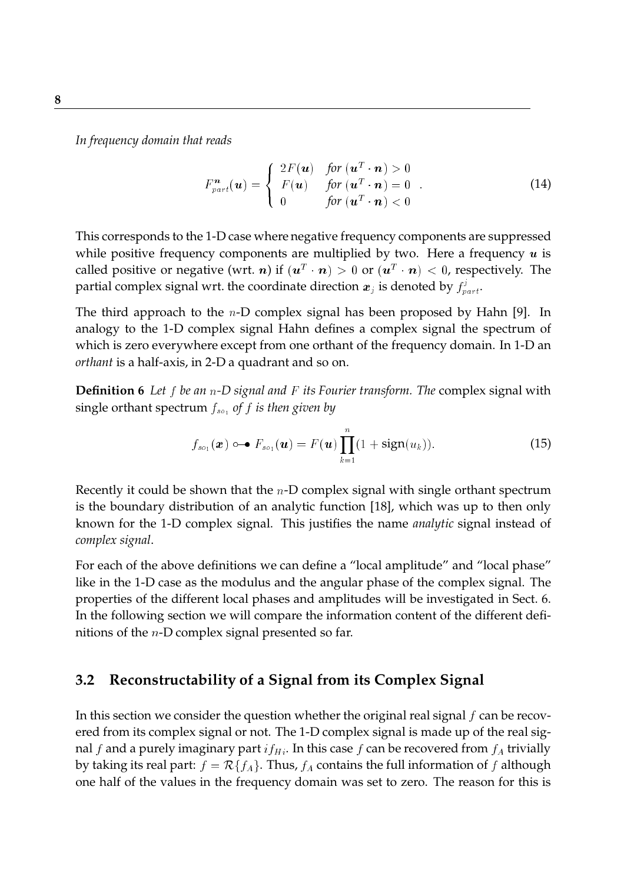*In frequency domain that reads*

$$F_{part}^{\boldsymbol{n}}(\boldsymbol{u}) = \begin{cases} 2F(\boldsymbol{u}) & \text{for } (\boldsymbol{u}^T \cdot \boldsymbol{n}) > 0 \\ F(\boldsymbol{u}) & \text{for } (\boldsymbol{u}^T \cdot \boldsymbol{n}) = 0 \\ 0 & \text{for } (\boldsymbol{u}^T \cdot \boldsymbol{n}) < 0 \end{cases} . \tag{14}$$

This corresponds to the 1-D case where negative frequency components are suppressed while positive frequency components are multiplied by two. Here a frequency $\boldsymbol{u}$ is called positive or negative (wrt. $\boldsymbol{n}$) if $(\boldsymbol{u}^T \cdot \boldsymbol{n}) > 0$ or $(\boldsymbol{u}^T \cdot \boldsymbol{n}) < 0$, respectively. The partial complex signal wrt. the coordinate direction $\boldsymbol{x}_j$ is denoted by $f_{part}^j$.

The third approach to the $n$-D complex signal has been proposed by Hahn [9]. In analogy to the 1-D complex signal Hahn defines a complex signal the spectrum of which is zero everywhere except from one orthant of the frequency domain. In 1-D an *orthant* is a half-axis, in 2-D a quadrant and so on.

**Definition 6** *Let $f$ be an $n$-D signal and $F$ its Fourier transform. The* complex signal with single orthant spectrum $f_{so_1}$ *of $f$ is then given by*

$$f_{so_1}(\boldsymbol{x}) \circ\!\!-\!\!\bullet\ F_{so_1}(\boldsymbol{u}) = F(\boldsymbol{u}) \prod_{k=1}^{n} (1 + \text{sign}(u_k)). \tag{15}$$

Recently it could be shown that the $n$-D complex signal with single orthant spectrum is the boundary distribution of an analytic function [18], which was up to then only known for the 1-D complex signal. This justifies the name *analytic* signal instead of *complex signal*.

For each of the above definitions we can define a "local amplitude" and "local phase" like in the 1-D case as the modulus and the angular phase of the complex signal. The properties of the different local phases and amplitudes will be investigated in Sect. 6. In the following section we will compare the information content of the different definitions of the $n$-D complex signal presented so far.

### 3.2 Reconstructability of a Signal from its Complex Signal

In this section we consider the question whether the original real signal $f$ can be recovered from its complex signal or not. The 1-D complex signal is made up of the real signal $f$ and a purely imaginary part $if_{Hi}$. In this case $f$ can be recovered from $f_A$ trivially by taking its real part: $f = \mathcal{R}\{f_A\}$. Thus, $f_A$ contains the full information of $f$ although one half of the values in the frequency domain was set to zero. The reason for this is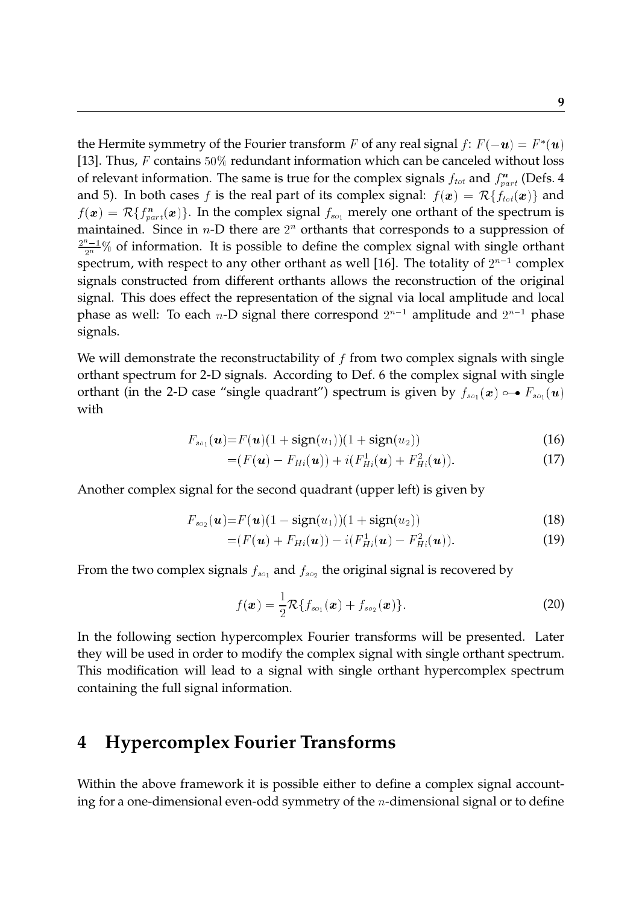the Hermite symmetry of the Fourier transform $F$ of any real signal $f$: $F(-\boldsymbol{u}) = F^*(\boldsymbol{u})$ [13]. Thus, $F$ contains $50\%$ redundant information which can be canceled without loss of relevant information. The same is true for the complex signals $f_{tot}$ and $f^{\boldsymbol{n}}_{part}$ (Defs. 4 and 5). In both cases $f$ is the real part of its complex signal: $f(\boldsymbol{x}) = \mathcal{R}\{f_{tot}(\boldsymbol{x})\}$ and $f(\boldsymbol{x}) = \mathcal{R}\{f^{\boldsymbol{n}}_{part}(\boldsymbol{x})\}$. In the complex signal $f_{so_1}$ merely one orthant of the spectrum is maintained. Since in $n$-D there are $2^n$ orthants that corresponds to a suppression of $\frac{2^n-1}{2^n}\%$ of information. It is possible to define the complex signal with single orthant spectrum, with respect to any other orthant as well [16]. The totality of $2^{n-1}$ complex signals constructed from different orthants allows the reconstruction of the original signal. This does effect the representation of the signal via local amplitude and local phase as well: To each $n$-D signal there correspond $2^{n-1}$ amplitude and $2^{n-1}$ phase signals.

We will demonstrate the reconstructability of $f$ from two complex signals with single orthant spectrum for 2-D signals. According to Def. 6 the complex signal with single orthant (in the 2-D case "single quadrant") spectrum is given by $f_{so_1}(\boldsymbol{x}) \circ\!\!-\!\!\bullet\, F_{so_1}(\boldsymbol{u})$ with

$$F_{so_1}(\boldsymbol{u}) = F(\boldsymbol{u})(1 + \mathrm{sign}(u_1))(1 + \mathrm{sign}(u_2)) \tag{16}$$

$$= (F(\boldsymbol{u}) - F_{Hi}(\boldsymbol{u})) + i(F^1_{Hi}(\boldsymbol{u}) + F^2_{Hi}(\boldsymbol{u})). \tag{17}$$

Another complex signal for the second quadrant (upper left) is given by

$$F_{so_2}(\boldsymbol{u}) = F(\boldsymbol{u})(1 - \mathrm{sign}(u_1))(1 + \mathrm{sign}(u_2)) \tag{18}$$

$$= (F(\boldsymbol{u}) + F_{Hi}(\boldsymbol{u})) - i(F^1_{Hi}(\boldsymbol{u}) - F^2_{Hi}(\boldsymbol{u})). \tag{19}$$

From the two complex signals $f_{so_1}$ and $f_{so_2}$ the original signal is recovered by

$$f(\boldsymbol{x}) = \frac{1}{2}\mathcal{R}\{f_{so_1}(\boldsymbol{x}) + f_{so_2}(\boldsymbol{x})\}. \tag{20}$$

In the following section hypercomplex Fourier transforms will be presented. Later they will be used in order to modify the complex signal with single orthant spectrum. This modification will lead to a signal with single orthant hypercomplex spectrum containing the full signal information.

# 4 Hypercomplex Fourier Transforms

Within the above framework it is possible either to define a complex signal accounting for a one-dimensional even-odd symmetry of the $n$-dimensional signal or to define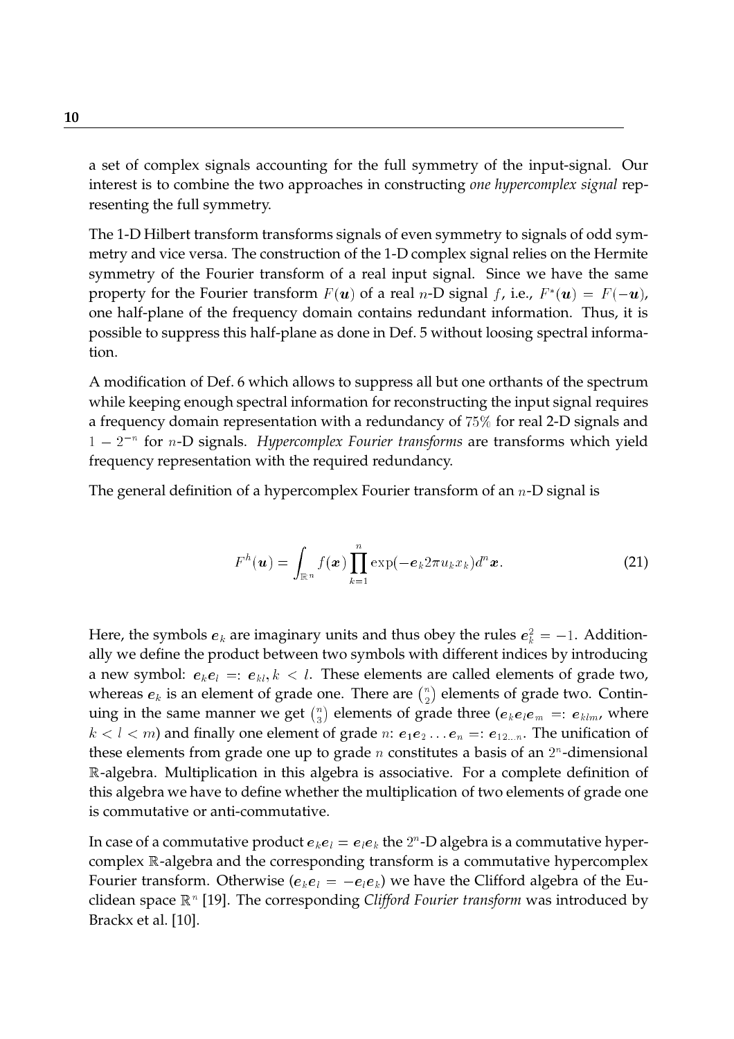a set of complex signals accounting for the full symmetry of the input-signal. Our interest is to combine the two approaches in constructing *one hypercomplex signal* representing the full symmetry.

The 1-D Hilbert transform transforms signals of even symmetry to signals of odd symmetry and vice versa. The construction of the 1-D complex signal relies on the Hermite symmetry of the Fourier transform of a real input signal. Since we have the same property for the Fourier transform $F(\boldsymbol{u})$ of a real $n$-D signal $f$, i.e., $F^*(\boldsymbol{u}) = F(-\boldsymbol{u})$, one half-plane of the frequency domain contains redundant information. Thus, it is possible to suppress this half-plane as done in Def. 5 without loosing spectral information.

A modification of Def. 6 which allows to suppress all but one orthants of the spectrum while keeping enough spectral information for reconstructing the input signal requires a frequency domain representation with a redundancy of $75\%$ for real 2-D signals and $1 - 2^{-n}$ for $n$-D signals. *Hypercomplex Fourier transforms* are transforms which yield frequency representation with the required redundancy.

The general definition of a hypercomplex Fourier transform of an $n$-D signal is

$$F^h(\boldsymbol{u}) = \int_{\mathbb{R}^n} f(\boldsymbol{x}) \prod_{k=1}^{n} \exp(-\boldsymbol{e}_k 2\pi u_k x_k) d^n \boldsymbol{x}. \tag{21}$$

Here, the symbols $\boldsymbol{e}_k$ are imaginary units and thus obey the rules $\boldsymbol{e}_k^2 = -1$. Additionally we define the product between two symbols with different indices by introducing a new symbol: $\boldsymbol{e}_k \boldsymbol{e}_l =: \boldsymbol{e}_{kl}, k < l$. These elements are called elements of grade two, whereas $\boldsymbol{e}_k$ is an element of grade one. There are $\binom{n}{2}$ elements of grade two. Continuing in the same manner we get $\binom{n}{3}$ elements of grade three ($\boldsymbol{e}_k \boldsymbol{e}_l \boldsymbol{e}_m =: \boldsymbol{e}_{klm}$, where $k < l < m$) and finally one element of grade $n$: $\boldsymbol{e}_1 \boldsymbol{e}_2 \ldots \boldsymbol{e}_n =: \boldsymbol{e}_{12\ldots n}$. The unification of these elements from grade one up to grade $n$ constitutes a basis of an $2^n$-dimensional $\mathbb{R}$-algebra. Multiplication in this algebra is associative. For a complete definition of this algebra we have to define whether the multiplication of two elements of grade one is commutative or anti-commutative.

In case of a commutative product $\boldsymbol{e}_k \boldsymbol{e}_l = \boldsymbol{e}_l \boldsymbol{e}_k$ the $2^n$-D algebra is a commutative hypercomplex $\mathbb{R}$-algebra and the corresponding transform is a commutative hypercomplex Fourier transform. Otherwise ($\boldsymbol{e}_k \boldsymbol{e}_l = -\boldsymbol{e}_l \boldsymbol{e}_k$) we have the Clifford algebra of the Euclidean space $\mathbb{R}^n$ [19]. The corresponding *Clifford Fourier transform* was introduced by Brackx et al. [10].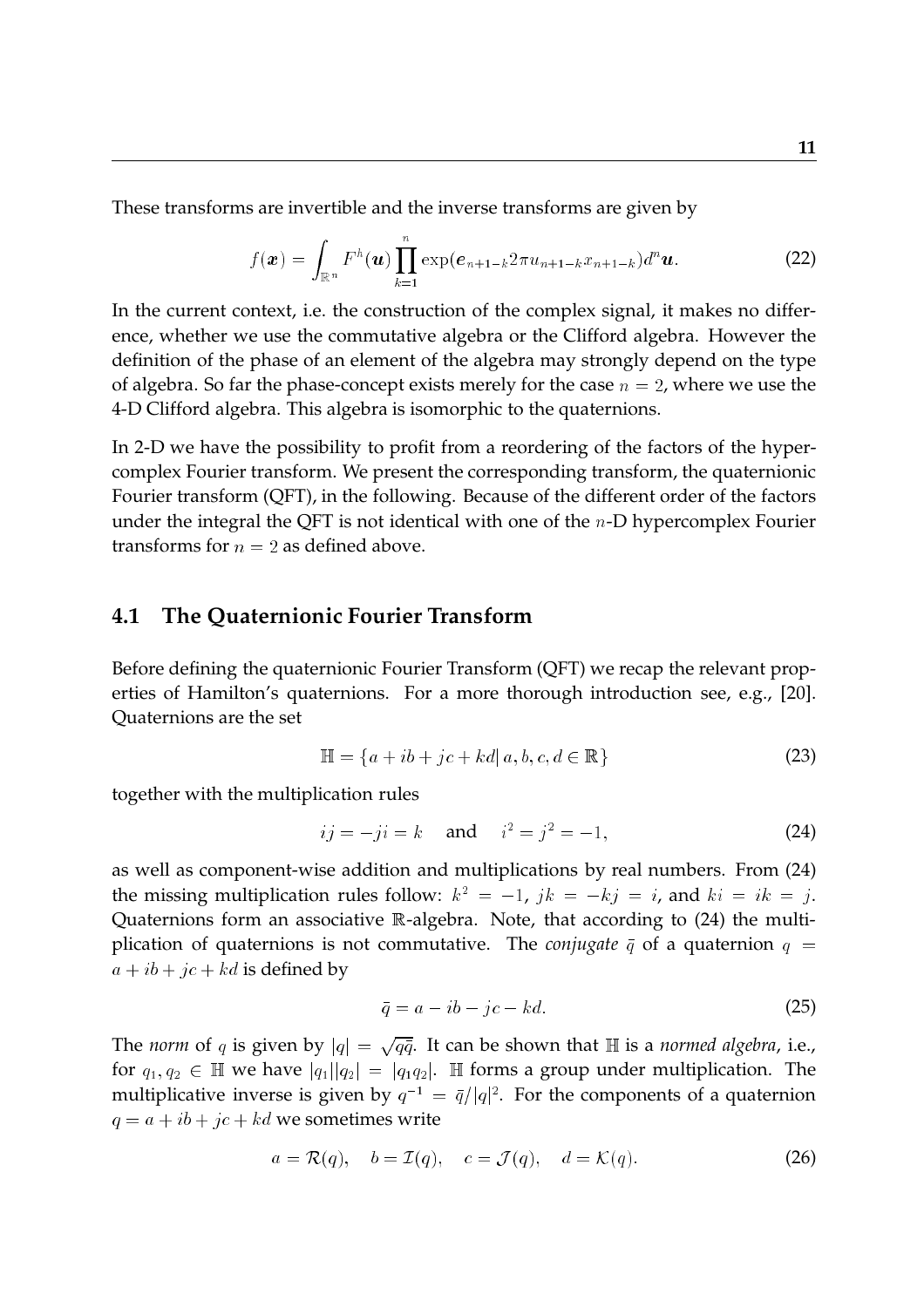These transforms are invertible and the inverse transforms are given by

$$f(\boldsymbol{x}) = \int_{\mathbb{R}^n} F^h(\boldsymbol{u}) \prod_{k=1}^{n} \exp(\boldsymbol{e}_{n+1-k} 2\pi u_{n+1-k} x_{n+1-k}) d^n\boldsymbol{u}. \tag{22}$$

In the current context, i.e. the construction of the complex signal, it makes no difference, whether we use the commutative algebra or the Clifford algebra. However the definition of the phase of an element of the algebra may strongly depend on the type of algebra. So far the phase-concept exists merely for the case $n = 2$, where we use the 4-D Clifford algebra. This algebra is isomorphic to the quaternions.

In 2-D we have the possibility to profit from a reordering of the factors of the hypercomplex Fourier transform. We present the corresponding transform, the quaternionic Fourier transform (QFT), in the following. Because of the different order of the factors under the integral the QFT is not identical with one of the $n$-D hypercomplex Fourier transforms for $n = 2$ as defined above.

## 4.1 The Quaternionic Fourier Transform

Before defining the quaternionic Fourier Transform (QFT) we recap the relevant properties of Hamilton's quaternions. For a more thorough introduction see, e.g., [20]. Quaternions are the set

$$\mathbb{H} = \{a + ib + jc + kd | \, a, b, c, d \in \mathbb{R}\} \tag{23}$$

together with the multiplication rules

$$ij = -ji = k \quad \text{and} \quad i^2 = j^2 = -1, \tag{24}$$

as well as component-wise addition and multiplications by real numbers. From (24) the missing multiplication rules follow: $k^2 = -1$, $jk = -kj = i$, and $ki = ik = j$. Quaternions form an associative $\mathbb{R}$-algebra. Note, that according to (24) the multiplication of quaternions is not commutative. The *conjugate* $\bar{q}$ of a quaternion $q = a + ib + jc + kd$ is defined by

$$\bar{q} = a - ib - jc - kd. \tag{25}$$

The *norm* of $q$ is given by $|q| = \sqrt{q\bar{q}}$. It can be shown that $\mathbb{H}$ is a *normed algebra*, i.e., for $q_1, q_2 \in \mathbb{H}$ we have $|q_1||q_2| = |q_1 q_2|$. $\mathbb{H}$ forms a group under multiplication. The multiplicative inverse is given by $q^{-1} = \bar{q}/|q|^2$. For the components of a quaternion $q = a + ib + jc + kd$ we sometimes write

$$a = \mathcal{R}(q), \quad b = \mathcal{I}(q), \quad c = \mathcal{J}(q), \quad d = \mathcal{K}(q). \tag{26}$$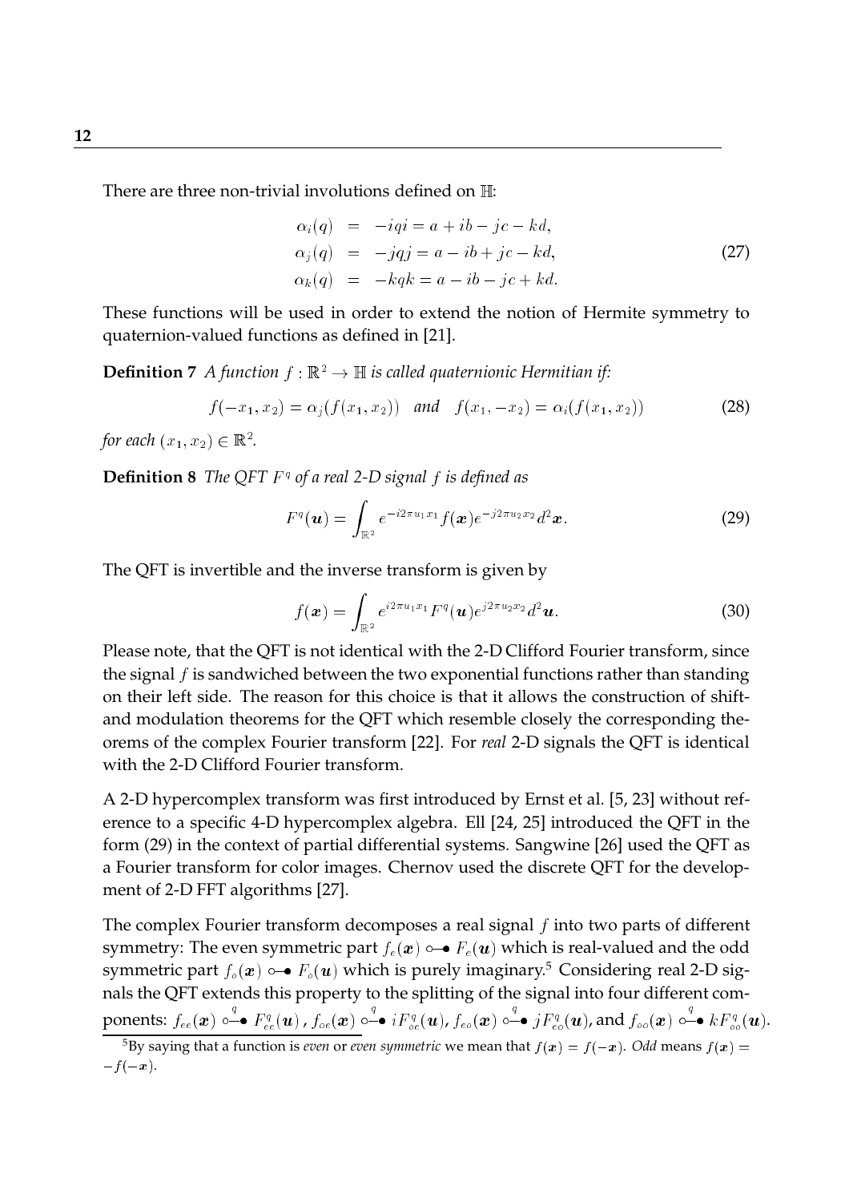There are three non-trivial involutions defined on $\mathbb{H}$:

$$
\begin{aligned}
\alpha_i(q) &= -iqi = a + ib - jc - kd, \\
\alpha_j(q) &= -jqj = a - ib + jc - kd, \\
\alpha_k(q) &= -kqk = a - ib - jc + kd.
\end{aligned} \tag{27}
$$

These functions will be used in order to extend the notion of Hermite symmetry to quaternion-valued functions as defined in [21].

**Definition 7** *A function $f : \mathbb{R}^2 \to \mathbb{H}$ is called quaternionic Hermitian if:*

$$
f(-x_1, x_2) = \alpha_j(f(x_1, x_2)) \quad \textit{and} \quad f(x_1, -x_2) = \alpha_i(f(x_1, x_2)) \tag{28}
$$

*for each $(x_1, x_2) \in \mathbb{R}^2$.*

**Definition 8** *The QFT $F^q$ of a real 2-D signal $f$ is defined as*

$$
F^q(\boldsymbol{u}) = \int_{\mathbb{R}^2} e^{-i2\pi u_1 x_1} f(\boldsymbol{x}) e^{-j2\pi u_2 x_2} d^2\boldsymbol{x}. \tag{29}
$$

The QFT is invertible and the inverse transform is given by

$$
f(\boldsymbol{x}) = \int_{\mathbb{R}^2} e^{i2\pi u_1 x_1} F^q(\boldsymbol{u}) e^{j2\pi u_2 x_2} d^2\boldsymbol{u}. \tag{30}
$$

Please note, that the QFT is not identical with the 2-D Clifford Fourier transform, since the signal $f$ is sandwiched between the two exponential functions rather than standing on their left side. The reason for this choice is that it allows the construction of shift- and modulation theorems for the QFT which resemble closely the corresponding theorems of the complex Fourier transform [22]. For *real* 2-D signals the QFT is identical with the 2-D Clifford Fourier transform.

A 2-D hypercomplex transform was first introduced by Ernst et al. [5, 23] without reference to a specific 4-D hypercomplex algebra. Ell [24, 25] introduced the QFT in the form (29) in the context of partial differential systems. Sangwine [26] used the QFT as a Fourier transform for color images. Chernov used the discrete QFT for the development of 2-D FFT algorithms [27].

The complex Fourier transform decomposes a real signal $f$ into two parts of different symmetry: The even symmetric part $f_e(\boldsymbol{x}) \circ\!\!-\!\!\bullet\, F_e(\boldsymbol{u})$ which is real-valued and the odd symmetric part $f_o(\boldsymbol{x}) \circ\!\!-\!\!\bullet\, F_o(\boldsymbol{u})$ which is purely imaginary.[5] Considering real 2-D signals the QFT extends this property to the splitting of the signal into four different components: $f_{ee}(\boldsymbol{x}) \overset{q}{\circ\!\!-\!\!\bullet} F^q_{ee}(\boldsymbol{u})$, $f_{oe}(\boldsymbol{x}) \overset{q}{\circ\!\!-\!\!\bullet} iF^q_{oe}(\boldsymbol{u})$, $f_{eo}(\boldsymbol{x}) \overset{q}{\circ\!\!-\!\!\bullet} jF^q_{eo}(\boldsymbol{u})$, and $f_{oo}(\boldsymbol{x}) \overset{q}{\circ\!\!-\!\!\bullet} kF^q_{oo}(\boldsymbol{u})$.

[5] By saying that a function is *even* or *even symmetric* we mean that $f(\boldsymbol{x}) = f(-\boldsymbol{x})$. *Odd* means $f(\boldsymbol{x}) = -f(-\boldsymbol{x})$.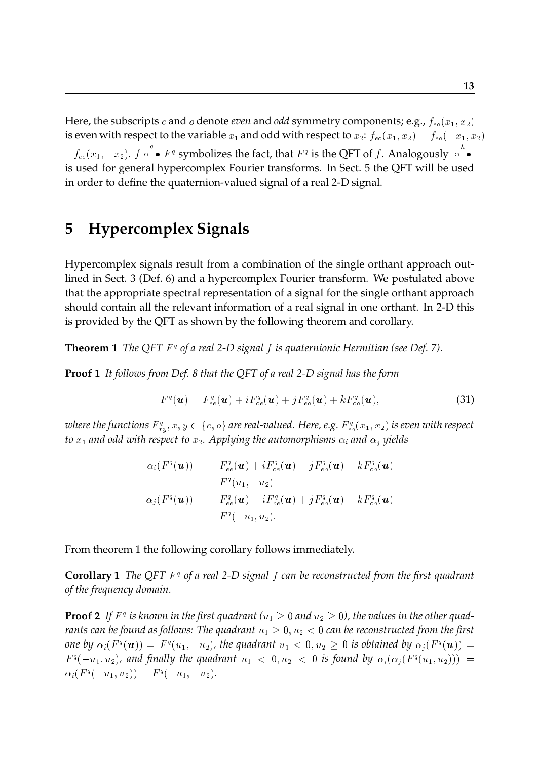Here, the subscripts $e$ and $o$ denote *even* and *odd* symmetry components; e.g., $f_{eo}(x_1, x_2)$ is even with respect to the variable $x_1$ and odd with respect to $x_2$: $f_{eo}(x_1, x_2) = f_{eo}(-x_1, x_2) = -f_{eo}(x_1, -x_2)$. $f \overset{q}{\circ\!\!-\!\!\bullet} F^q$ symbolizes the fact, that $F^q$ is the QFT of $f$. Analogously $\overset{h}{\circ\!\!-\!\!\bullet}$ is used for general hypercomplex Fourier transforms. In Sect. 5 the QFT will be used in order to define the quaternion-valued signal of a real 2-D signal.

# 5 Hypercomplex Signals

Hypercomplex signals result from a combination of the single orthant approach outlined in Sect. 3 (Def. 6) and a hypercomplex Fourier transform. We postulated above that the appropriate spectral representation of a signal for the single orthant approach should contain all the relevant information of a real signal in one orthant. In 2-D this is provided by the QFT as shown by the following theorem and corollary.

**Theorem 1** *The QFT $F^q$ of a real 2-D signal $f$ is quaternionic Hermitian (see Def. 7).*

**Proof 1** *It follows from Def. 8 that the QFT of a real 2-D signal has the form*

$$F^q(\boldsymbol{u}) = F^q_{ee}(\boldsymbol{u}) + iF^q_{oe}(\boldsymbol{u}) + jF^q_{eo}(\boldsymbol{u}) + kF^q_{oo}(\boldsymbol{u}), \tag{31}$$

*where the functions $F^q_{xy}, x, y \in \{e, o\}$ are real-valued. Here, e.g. $F^q_{eo}(x_1, x_2)$ is even with respect to $x_1$ and odd with respect to $x_2$. Applying the automorphisms $\alpha_i$ and $\alpha_j$ yields*

$$\begin{aligned}
\alpha_i(F^q(\boldsymbol{u})) &= F^q_{ee}(\boldsymbol{u}) + iF^q_{oe}(\boldsymbol{u}) - jF^q_{eo}(\boldsymbol{u}) - kF^q_{oo}(\boldsymbol{u}) \\
&= F^q(u_1, -u_2) \\
\alpha_j(F^q(\boldsymbol{u})) &= F^q_{ee}(\boldsymbol{u}) - iF^q_{oe}(\boldsymbol{u}) + jF^q_{eo}(\boldsymbol{u}) - kF^q_{oo}(\boldsymbol{u}) \\
&= F^q(-u_1, u_2).
\end{aligned}$$

From theorem 1 the following corollary follows immediately.

**Corollary 1** *The QFT $F^q$ of a real 2-D signal $f$ can be reconstructed from the first quadrant of the frequency domain.*

**Proof 2** *If $F^q$ is known in the first quadrant ($u_1 \geq 0$ and $u_2 \geq 0$), the values in the other quadrants can be found as follows: The quadrant $u_1 \geq 0, u_2 < 0$ can be reconstructed from the first one by $\alpha_i(F^q(\boldsymbol{u})) = F^q(u_1, -u_2)$, the quadrant $u_1 < 0, u_2 \geq 0$ is obtained by $\alpha_j(F^q(\boldsymbol{u})) = F^q(-u_1, u_2)$, and finally the quadrant $u_1 < 0, u_2 < 0$ is found by $\alpha_i(\alpha_j(F^q(u_1, u_2))) = \alpha_i(F^q(-u_1, u_2)) = F^q(-u_1, -u_2)$.*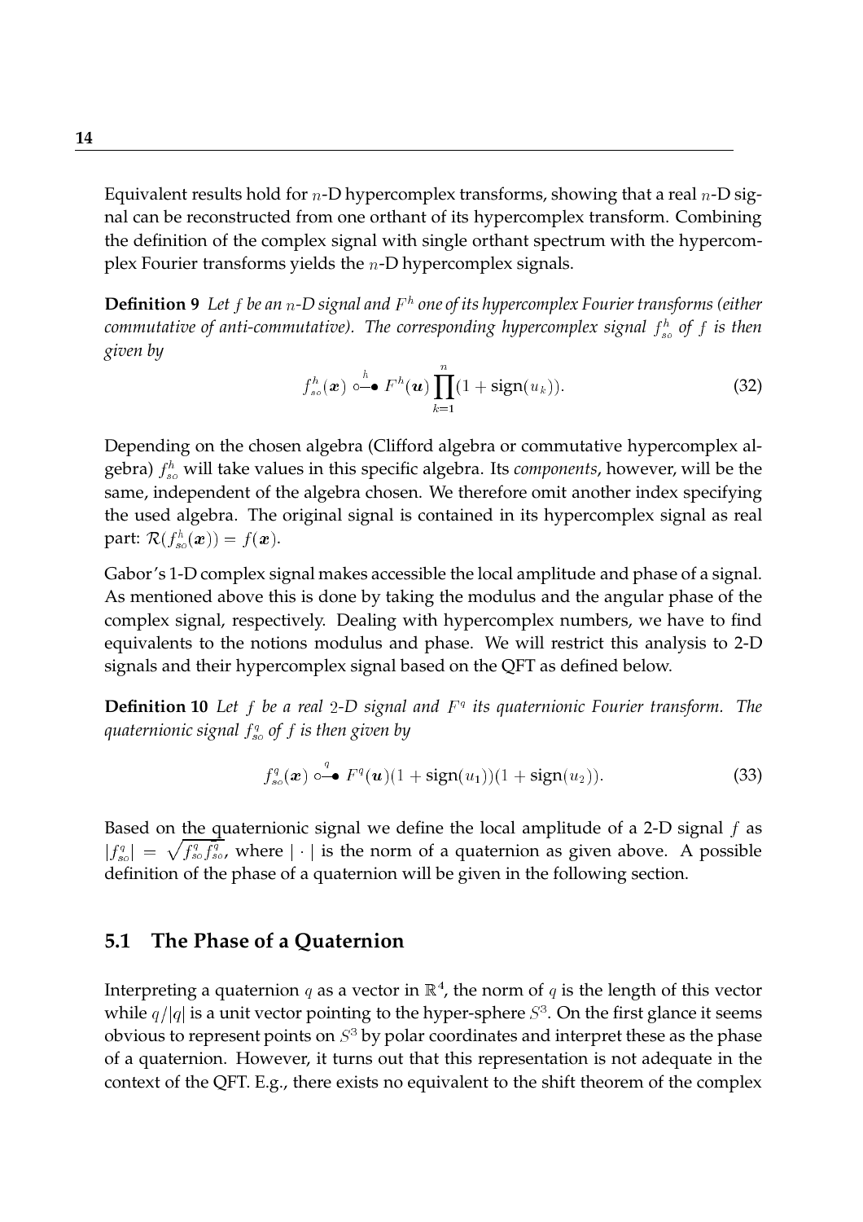Equivalent results hold for $n$-D hypercomplex transforms, showing that a real $n$-D signal can be reconstructed from one orthant of its hypercomplex transform. Combining the definition of the complex signal with single orthant spectrum with the hypercomplex Fourier transforms yields the $n$-D hypercomplex signals.

**Definition 9** *Let $f$ be an $n$-D signal and $F^h$ one of its hypercomplex Fourier transforms (either commutative of anti-commutative). The corresponding hypercomplex signal $f^h_{so}$ of $f$ is then given by*

$$f^h_{so}(\boldsymbol{x}) \overset{h}{\circ\!\!-\!\!\bullet} F^h(\boldsymbol{u}) \prod_{k=1}^{n} (1 + \operatorname{sign}(u_k)). \tag{32}$$

Depending on the chosen algebra (Clifford algebra or commutative hypercomplex algebra) $f^h_{so}$ will take values in this specific algebra. Its *components*, however, will be the same, independent of the algebra chosen. We therefore omit another index specifying the used algebra. The original signal is contained in its hypercomplex signal as real part: $\mathcal{R}(f^h_{so}(\boldsymbol{x})) = f(\boldsymbol{x})$.

Gabor's 1-D complex signal makes accessible the local amplitude and phase of a signal. As mentioned above this is done by taking the modulus and the angular phase of the complex signal, respectively. Dealing with hypercomplex numbers, we have to find equivalents to the notions modulus and phase. We will restrict this analysis to 2-D signals and their hypercomplex signal based on the QFT as defined below.

**Definition 10** *Let $f$ be a real 2-D signal and $F^q$ its quaternionic Fourier transform. The quaternionic signal $f^q_{so}$ of $f$ is then given by*

$$f^q_{so}(\boldsymbol{x}) \overset{q}{\circ\!\!-\!\!\bullet} F^q(\boldsymbol{u})(1 + \operatorname{sign}(u_1))(1 + \operatorname{sign}(u_2)). \tag{33}$$

Based on the quaternionic signal we define the local amplitude of a 2-D signal $f$ as $|f^q_{so}| = \sqrt{f^q_{so}\overline{f^q_{so}}}$, where $|\cdot|$ is the norm of a quaternion as given above. A possible definition of the phase of a quaternion will be given in the following section.

## 5.1 The Phase of a Quaternion

Interpreting a quaternion $q$ as a vector in $\mathbb{R}^4$, the norm of $q$ is the length of this vector while $q/|q|$ is a unit vector pointing to the hyper-sphere $S^3$. On the first glance it seems obvious to represent points on $S^3$ by polar coordinates and interpret these as the phase of a quaternion. However, it turns out that this representation is not adequate in the context of the QFT. E.g., there exists no equivalent to the shift theorem of the complex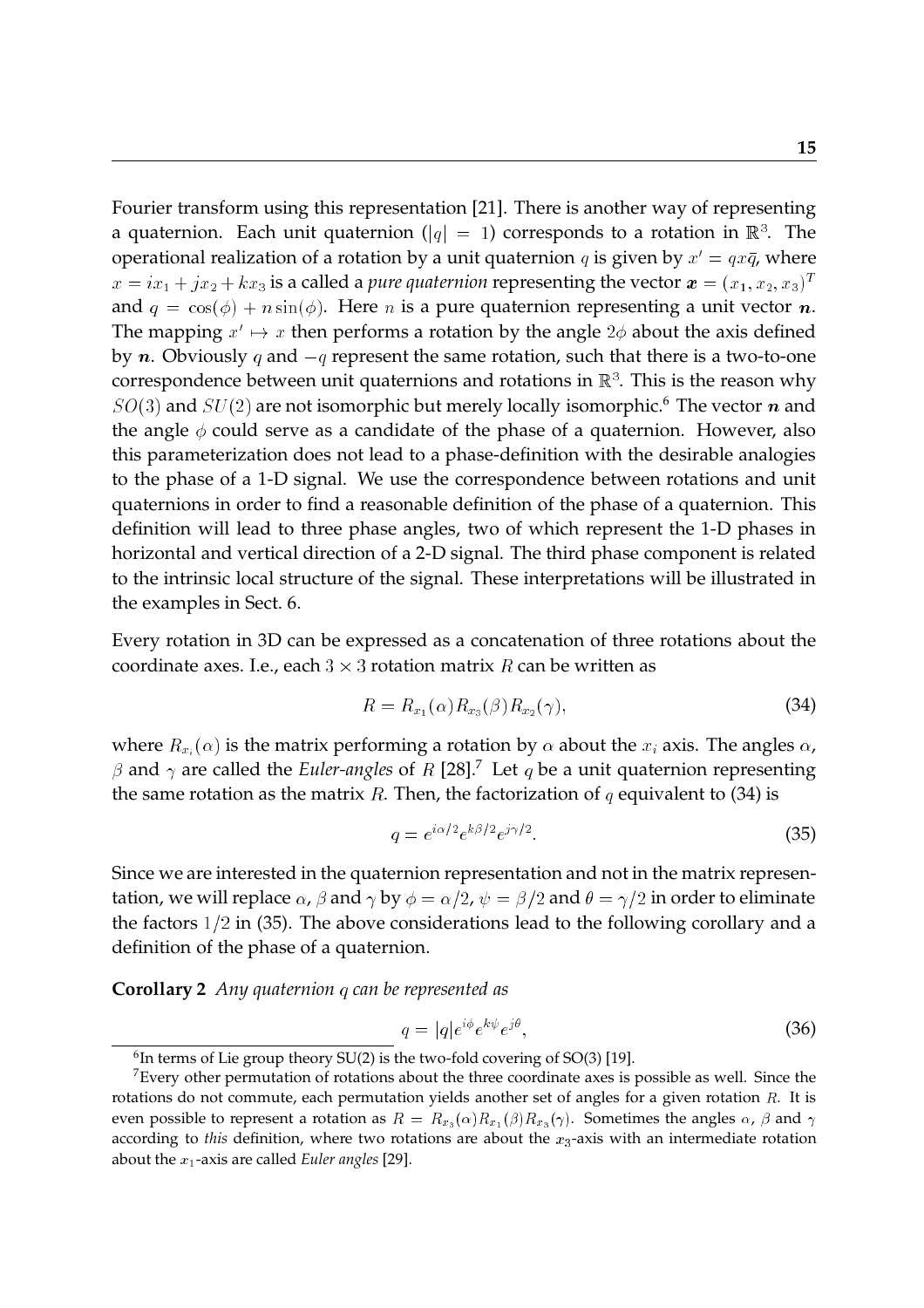Fourier transform using this representation [21]. There is another way of representing a quaternion. Each unit quaternion ($|q| = 1$) corresponds to a rotation in $\mathbb{R}^3$. The operational realization of a rotation by a unit quaternion $q$ is given by $x' = qx\bar{q}$, where $x = ix_1 + jx_2 + kx_3$ is a called a *pure quaternion* representing the vector $\boldsymbol{x} = (x_1, x_2, x_3)^T$ and $q = \cos(\phi) + n\sin(\phi)$. Here $n$ is a pure quaternion representing a unit vector $\boldsymbol{n}$. The mapping $x' \mapsto x$ then performs a rotation by the angle $2\phi$ about the axis defined by $\boldsymbol{n}$. Obviously $q$ and $-q$ represent the same rotation, such that there is a two-to-one correspondence between unit quaternions and rotations in $\mathbb{R}^3$. This is the reason why $SO(3)$ and $SU(2)$ are not isomorphic but merely locally isomorphic.[6] The vector $\boldsymbol{n}$ and the angle $\phi$ could serve as a candidate of the phase of a quaternion. However, also this parameterization does not lead to a phase-definition with the desirable analogies to the phase of a 1-D signal. We use the correspondence between rotations and unit quaternions in order to find a reasonable definition of the phase of a quaternion. This definition will lead to three phase angles, two of which represent the 1-D phases in horizontal and vertical direction of a 2-D signal. The third phase component is related to the intrinsic local structure of the signal. These interpretations will be illustrated in the examples in Sect. 6.

Every rotation in 3D can be expressed as a concatenation of three rotations about the coordinate axes. I.e., each $3 \times 3$ rotation matrix $R$ can be written as

$$R = R_{x_1}(\alpha)R_{x_3}(\beta)R_{x_2}(\gamma), \tag{34}$$

where $R_{x_i}(\alpha)$ is the matrix performing a rotation by $\alpha$ about the $x_i$ axis. The angles $\alpha$, $\beta$ and $\gamma$ are called the *Euler-angles* of $R$ [28].[7] Let $q$ be a unit quaternion representing the same rotation as the matrix $R$. Then, the factorization of $q$ equivalent to (34) is

$$q = e^{i\alpha/2}e^{k\beta/2}e^{j\gamma/2}. \tag{35}$$

Since we are interested in the quaternion representation and not in the matrix representation, we will replace $\alpha$, $\beta$ and $\gamma$ by $\phi = \alpha/2$, $\psi = \beta/2$ and $\theta = \gamma/2$ in order to eliminate the factors $1/2$ in (35). The above considerations lead to the following corollary and a definition of the phase of a quaternion.

**Corollary 2** *Any quaternion $q$ can be represented as*

$$q = |q|e^{i\phi}e^{k\psi}e^{j\theta}, \tag{36}$$

[6] In terms of Lie group theory SU(2) is the two-fold covering of SO(3) [19].

[7] Every other permutation of rotations about the three coordinate axes is possible as well. Since the rotations do not commute, each permutation yields another set of angles for a given rotation $R$. It is even possible to represent a rotation as $R = R_{x_3}(\alpha)R_{x_1}(\beta)R_{x_3}(\gamma)$. Sometimes the angles $\alpha$, $\beta$ and $\gamma$ according to *this* definition, where two rotations are about the $x_3$-axis with an intermediate rotation about the $x_1$-axis are called *Euler angles* [29].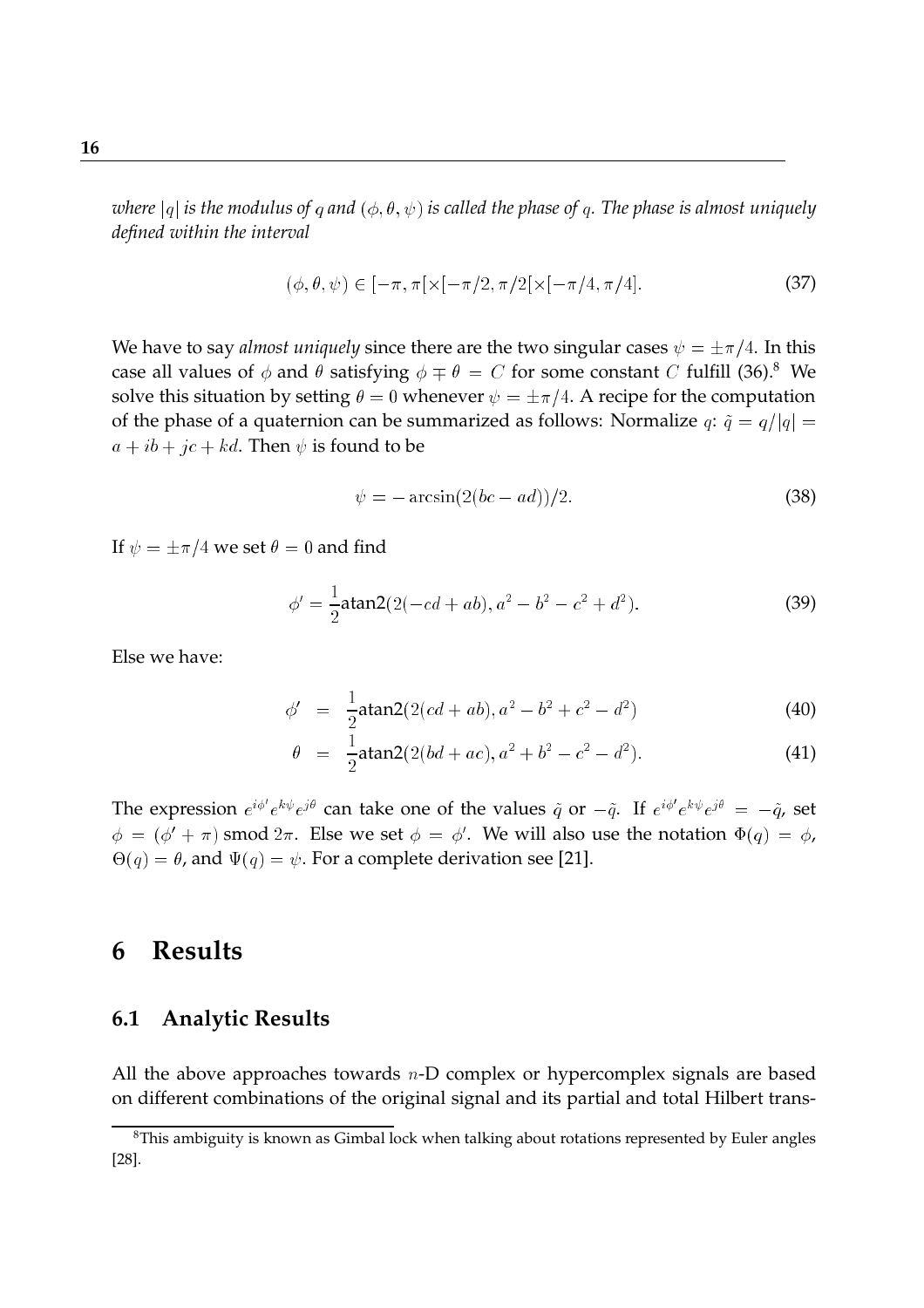*where $|q|$ is the modulus of $q$ and $(\phi, \theta, \psi)$ is called the phase of $q$. The phase is almost uniquely defined within the interval*

$$(\phi, \theta, \psi) \in [-\pi, \pi[\times[-\pi/2, \pi/2[\times[-\pi/4, \pi/4]. \tag{37}$$

We have to say *almost uniquely* since there are the two singular cases $\psi = \pm\pi/4$. In this case all values of $\phi$ and $\theta$ satisfying $\phi \mp \theta = C$ for some constant $C$ fulfill (36).[8] We solve this situation by setting $\theta = 0$ whenever $\psi = \pm\pi/4$. A recipe for the computation of the phase of a quaternion can be summarized as follows: Normalize $q$: $\tilde{q} = q/|q| = a + ib + jc + kd$. Then $\psi$ is found to be

$$\psi = -\arcsin(2(bc - ad))/2. \tag{38}$$

If $\psi = \pm\pi/4$ we set $\theta = 0$ and find

$$\phi' = \frac{1}{2}\text{atan2}(2(-cd + ab), a^2 - b^2 - c^2 + d^2). \tag{39}$$

Else we have:

$$\phi' = \frac{1}{2}\text{atan2}(2(cd + ab), a^2 - b^2 + c^2 - d^2) \tag{40}$$

$$\theta = \frac{1}{2}\text{atan2}(2(bd + ac), a^2 + b^2 - c^2 - d^2). \tag{41}$$

The expression $e^{i\phi'}e^{k\psi}e^{j\theta}$ can take one of the values $\tilde{q}$ or $-\tilde{q}$. If $e^{i\phi'}e^{k\psi}e^{j\theta} = -\tilde{q}$, set $\phi = (\phi' + \pi) \operatorname{smod} 2\pi$. Else we set $\phi = \phi'$. We will also use the notation $\Phi(q) = \phi$, $\Theta(q) = \theta$, and $\Psi(q) = \psi$. For a complete derivation see [21].

# 6 Results

## 6.1 Analytic Results

All the above approaches towards $n$-D complex or hypercomplex signals are based on different combinations of the original signal and its partial and total Hilbert trans-

[8] This ambiguity is known as Gimbal lock when talking about rotations represented by Euler angles [28].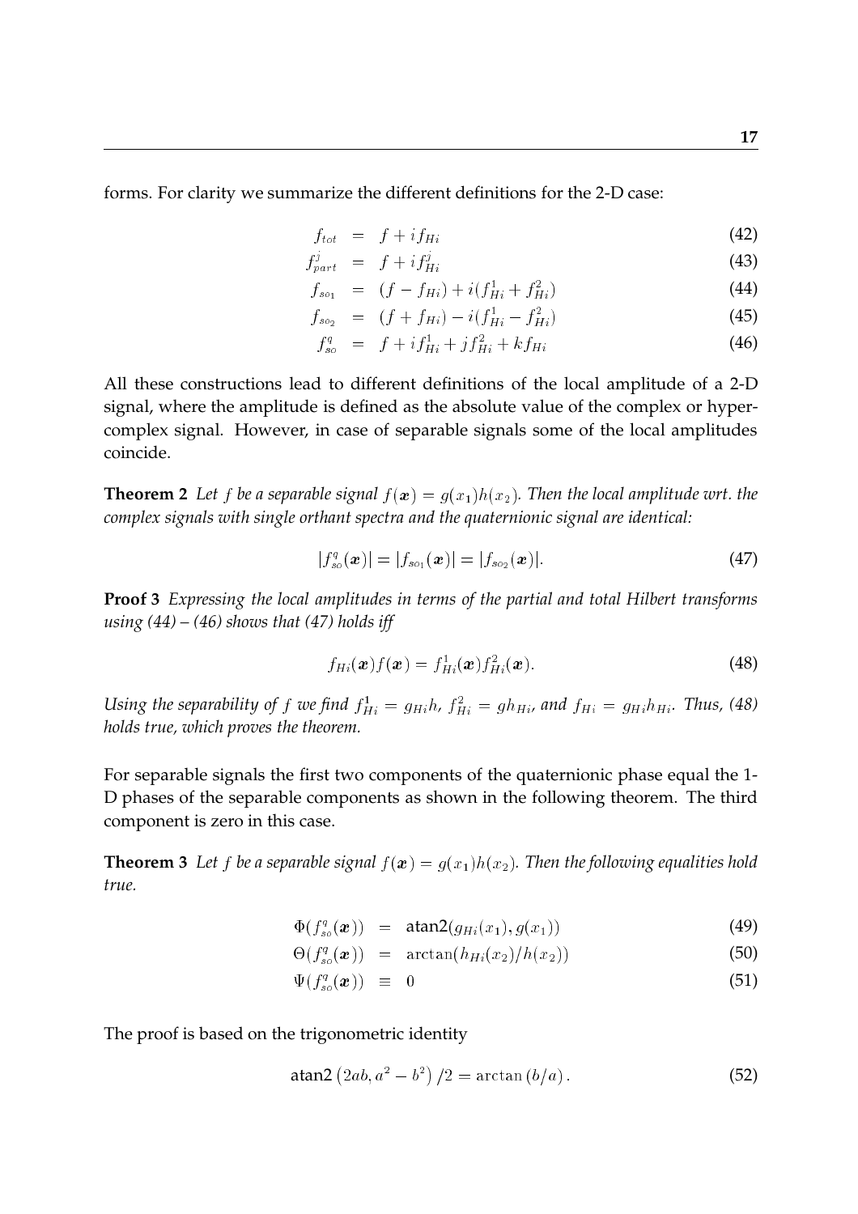forms. For clarity we summarize the different definitions for the 2-D case:

$$f_{tot} = f + i f_{Hi} \tag{42}$$

$$f_{part}^{j} = f + i f_{Hi}^{j} \tag{43}$$

$$f_{so_1} = (f - f_{Hi}) + i(f_{Hi}^1 + f_{Hi}^2) \tag{44}$$

$$f_{so_2} = (f + f_{Hi}) - i(f_{Hi}^1 - f_{Hi}^2) \tag{45}$$

$$f_{so}^{q} = f + i f_{Hi}^1 + j f_{Hi}^2 + k f_{Hi} \tag{46}$$

All these constructions lead to different definitions of the local amplitude of a 2-D signal, where the amplitude is defined as the absolute value of the complex or hypercomplex signal. However, in case of separable signals some of the local amplitudes coincide.

**Theorem 2** *Let $f$ be a separable signal $f(\boldsymbol{x}) = g(x_1)h(x_2)$. Then the local amplitude wrt. the complex signals with single orthant spectra and the quaternionic signal are identical:*

$$|f_{so}^{q}(\boldsymbol{x})| = |f_{so_1}(\boldsymbol{x})| = |f_{so_2}(\boldsymbol{x})|. \tag{47}$$

**Proof 3** *Expressing the local amplitudes in terms of the partial and total Hilbert transforms using (44) – (46) shows that (47) holds iff*

$$f_{Hi}(\boldsymbol{x})f(\boldsymbol{x}) = f_{Hi}^1(\boldsymbol{x})f_{Hi}^2(\boldsymbol{x}). \tag{48}$$

*Using the separability of $f$ we find $f_{Hi}^1 = g_{Hi}h$, $f_{Hi}^2 = g h_{Hi}$, and $f_{Hi} = g_{Hi}h_{Hi}$. Thus, (48) holds true, which proves the theorem.*

For separable signals the first two components of the quaternionic phase equal the 1-D phases of the separable components as shown in the following theorem. The third component is zero in this case.

**Theorem 3** *Let $f$ be a separable signal $f(\boldsymbol{x}) = g(x_1)h(x_2)$. Then the following equalities hold true.*

$$\Phi(f_{so}^{q}(\boldsymbol{x})) = \mathrm{atan2}(g_{Hi}(x_1), g(x_1)) \tag{49}$$

$$\Theta(f_{so}^{q}(\boldsymbol{x})) = \arctan(h_{Hi}(x_2)/h(x_2)) \tag{50}$$

$$\Psi(f_{so}^{q}(\boldsymbol{x})) \equiv 0 \tag{51}$$

The proof is based on the trigonometric identity

$$\mathrm{atan2}\left(2ab, a^2 - b^2\right)/2 = \arctan\left(b/a\right). \tag{52}$$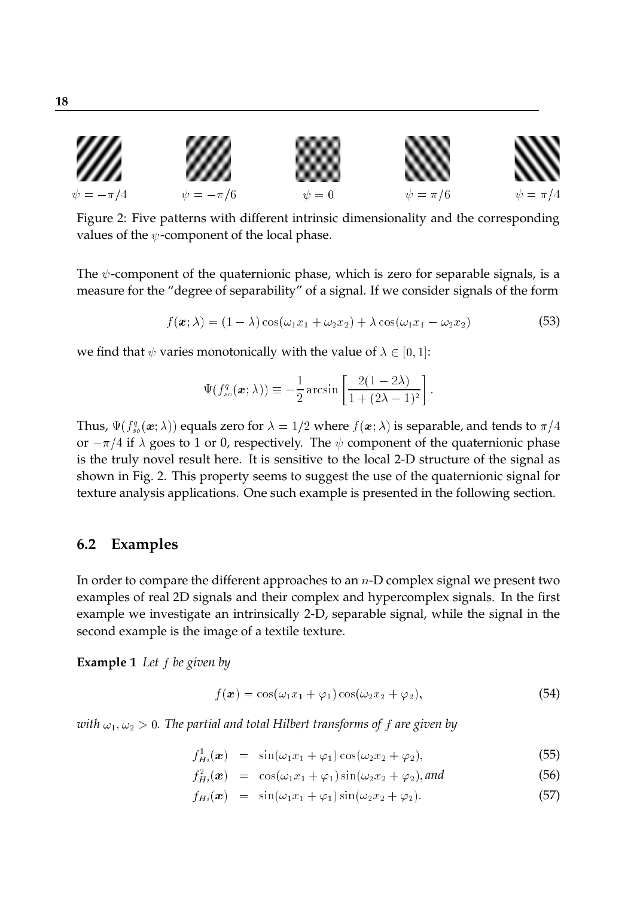$\psi = -\pi/4$ $\psi = -\pi/6$ $\psi = 0$ $\psi = \pi/6$ $\psi = \pi/4$

Figure 2: Five patterns with different intrinsic dimensionality and the corresponding values of the $\psi$-component of the local phase.

The $\psi$-component of the quaternionic phase, which is zero for separable signals, is a measure for the "degree of separability" of a signal. If we consider signals of the form

$$f(\boldsymbol{x};\lambda) = (1-\lambda)\cos(\omega_1 x_1 + \omega_2 x_2) + \lambda\cos(\omega_1 x_1 - \omega_2 x_2) \tag{53}$$

we find that $\psi$ varies monotonically with the value of $\lambda \in [0,1]$:

$$\Psi(f^q_{so}(\boldsymbol{x};\lambda)) \equiv -\frac{1}{2}\arcsin\left[\frac{2(1-2\lambda)}{1+(2\lambda-1)^2}\right].$$

Thus, $\Psi(f^q_{so}(\boldsymbol{x};\lambda))$ equals zero for $\lambda = 1/2$ where $f(\boldsymbol{x};\lambda)$ is separable, and tends to $\pi/4$ or $-\pi/4$ if $\lambda$ goes to 1 or 0, respectively. The $\psi$ component of the quaternionic phase is the truly novel result here. It is sensitive to the local 2-D structure of the signal as shown in Fig. 2. This property seems to suggest the use of the quaternionic signal for texture analysis applications. One such example is presented in the following section.

## 6.2 Examples

In order to compare the different approaches to an $n$-D complex signal we present two examples of real 2D signals and their complex and hypercomplex signals. In the first example we investigate an intrinsically 2-D, separable signal, while the signal in the second example is the image of a textile texture.

**Example 1** *Let $f$ be given by*

$$f(\boldsymbol{x}) = \cos(\omega_1 x_1 + \varphi_1)\cos(\omega_2 x_2 + \varphi_2), \tag{54}$$

*with $\omega_1, \omega_2 > 0$. The partial and total Hilbert transforms of $f$ are given by*

$$f^1_{Hi}(\boldsymbol{x}) = \sin(\omega_1 x_1 + \varphi_1)\cos(\omega_2 x_2 + \varphi_2), \tag{55}$$

$$f^2_{Hi}(\boldsymbol{x}) = \cos(\omega_1 x_1 + \varphi_1)\sin(\omega_2 x_2 + \varphi_2), \text{ and} \tag{56}$$

$$f_{Hi}(\boldsymbol{x}) = \sin(\omega_1 x_1 + \varphi_1)\sin(\omega_2 x_2 + \varphi_2). \tag{57}$$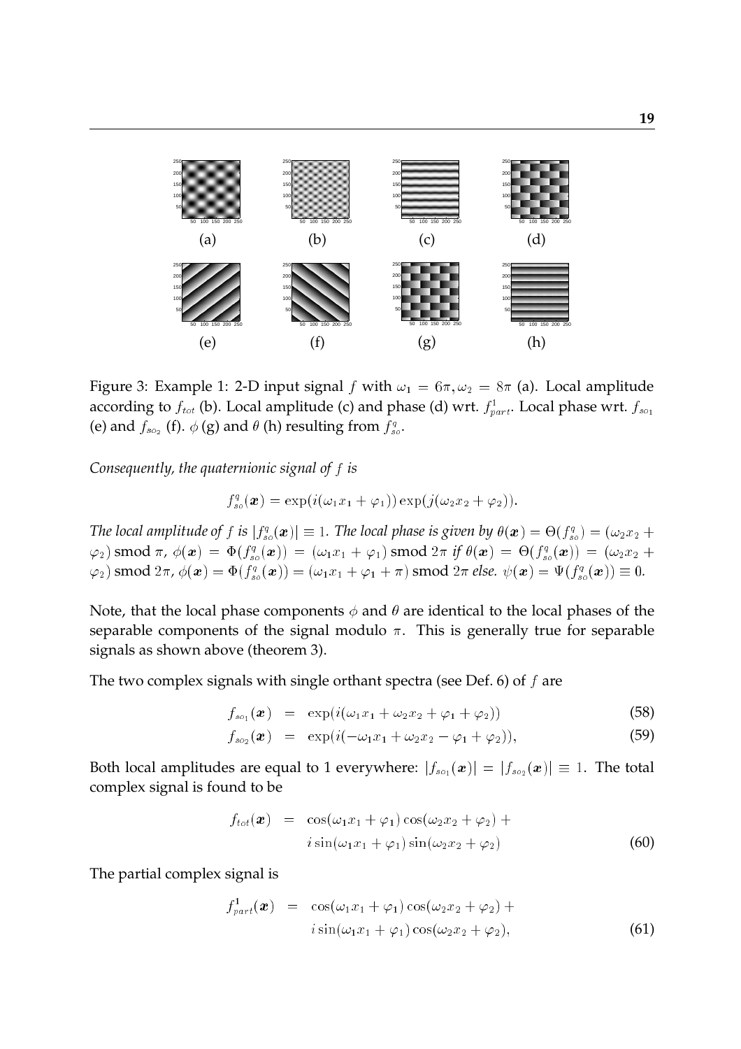Figure 3: Example 1: 2-D input signal $f$ with $\omega_1 = 6\pi, \omega_2 = 8\pi$ (a). Local amplitude according to $f_{tot}$ (b). Local amplitude (c) and phase (d) wrt. $f^1_{part}$. Local phase wrt. $f_{so_1}$ (e) and $f_{so_2}$ (f). $\phi$ (g) and $\theta$ (h) resulting from $f^q_{so}$.

*Consequently, the quaternionic signal of $f$ is*

$$f^q_{so}(\boldsymbol{x}) = \exp(i(\omega_1 x_1 + \varphi_1)) \exp(j(\omega_2 x_2 + \varphi_2)).$$

*The local amplitude of $f$ is $|f^q_{so}(\boldsymbol{x})| \equiv 1$. The local phase is given by $\theta(\boldsymbol{x}) = \Theta(f^q_{so}) = (\omega_2 x_2 + \varphi_2) \,\mathrm{smod}\, \pi$, $\phi(\boldsymbol{x}) = \Phi(f^q_{so}(\boldsymbol{x})) = (\omega_1 x_1 + \varphi_1) \,\mathrm{smod}\, 2\pi$ if $\theta(\boldsymbol{x}) = \Theta(f^q_{so}(\boldsymbol{x})) = (\omega_2 x_2 + \varphi_2) \,\mathrm{smod}\, 2\pi$, $\phi(\boldsymbol{x}) = \Phi(f^q_{so}(\boldsymbol{x})) = (\omega_1 x_1 + \varphi_1 + \pi) \,\mathrm{smod}\, 2\pi$ else. $\psi(\boldsymbol{x}) = \Psi(f^q_{so}(\boldsymbol{x})) \equiv 0$.*

Note, that the local phase components $\phi$ and $\theta$ are identical to the local phases of the separable components of the signal modulo $\pi$. This is generally true for separable signals as shown above (theorem 3).

The two complex signals with single orthant spectra (see Def. 6) of $f$ are

$$f_{so_1}(\boldsymbol{x}) = \exp(i(\omega_1 x_1 + \omega_2 x_2 + \varphi_1 + \varphi_2)) \tag{58}$$

$$f_{so_2}(\boldsymbol{x}) = \exp(i(-\omega_1 x_1 + \omega_2 x_2 - \varphi_1 + \varphi_2)), \tag{59}$$

Both local amplitudes are equal to 1 everywhere: $|f_{so_1}(\boldsymbol{x})| = |f_{so_2}(\boldsymbol{x})| \equiv 1$. The total complex signal is found to be

$$f_{tot}(\boldsymbol{x}) = \cos(\omega_1 x_1 + \varphi_1)\cos(\omega_2 x_2 + \varphi_2) + i \sin(\omega_1 x_1 + \varphi_1)\sin(\omega_2 x_2 + \varphi_2) \tag{60}$$

The partial complex signal is

$$f^1_{part}(\boldsymbol{x}) = \cos(\omega_1 x_1 + \varphi_1)\cos(\omega_2 x_2 + \varphi_2) + i \sin(\omega_1 x_1 + \varphi_1)\cos(\omega_2 x_2 + \varphi_2), \tag{61}$$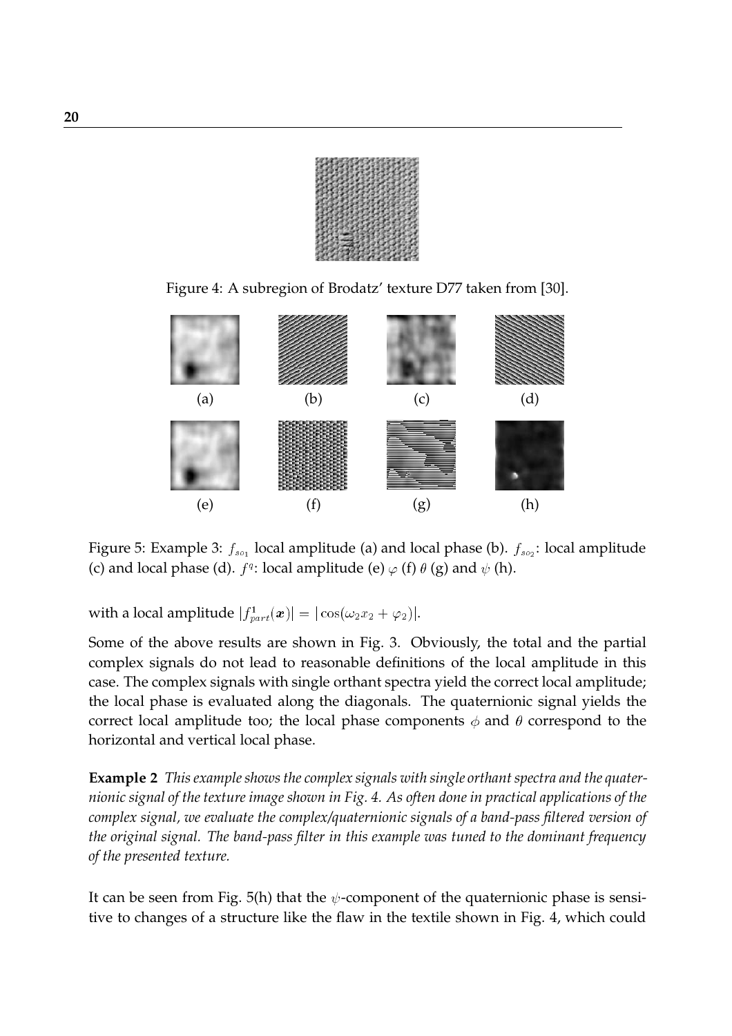Figure 4: A subregion of Brodatz' texture D77 taken from [30].

(a) (b) (c) (d)

(e) (f) (g) (h)

Figure 5: Example 3: $f_{so_1}$ local amplitude (a) and local phase (b). $f_{so_2}$: local amplitude (c) and local phase (d). $f^q$: local amplitude (e) $\varphi$ (f) $\theta$ (g) and $\psi$ (h).

with a local amplitude $|f^1_{part}(\boldsymbol{x})| = |\cos(\omega_2 x_2 + \varphi_2)|$.

Some of the above results are shown in Fig. 3. Obviously, the total and the partial complex signals do not lead to reasonable definitions of the local amplitude in this case. The complex signals with single orthant spectra yield the correct local amplitude; the local phase is evaluated along the diagonals. The quaternionic signal yields the correct local amplitude too; the local phase components $\phi$ and $\theta$ correspond to the horizontal and vertical local phase.

**Example 2** *This example shows the complex signals with single orthant spectra and the quaternionic signal of the texture image shown in Fig. 4. As often done in practical applications of the complex signal, we evaluate the complex/quaternionic signals of a band-pass filtered version of the original signal. The band-pass filter in this example was tuned to the dominant frequency of the presented texture.*

It can be seen from Fig. 5(h) that the $\psi$-component of the quaternionic phase is sensitive to changes of a structure like the flaw in the textile shown in Fig. 4, which could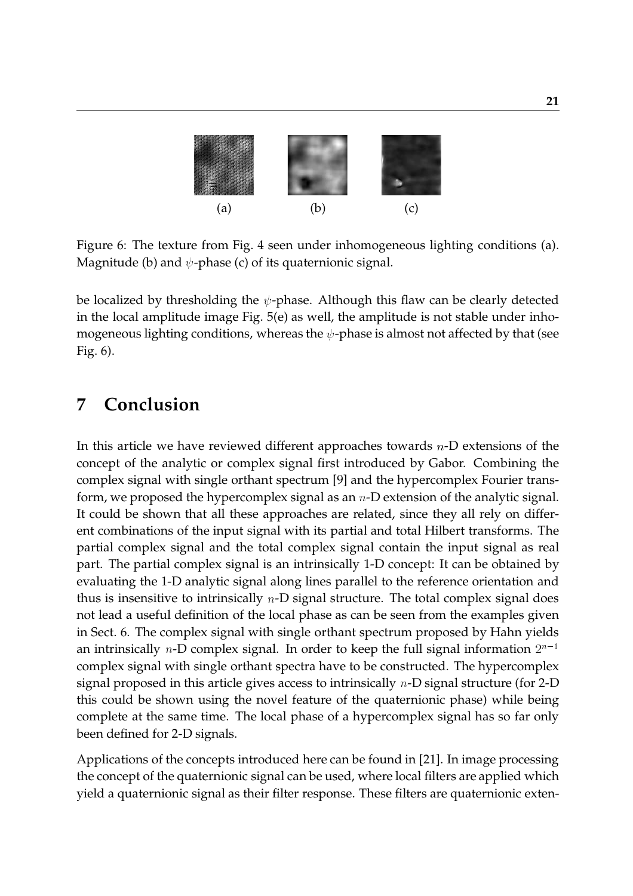(a) (b) (c)

Figure 6: The texture from Fig. 4 seen under inhomogeneous lighting conditions (a). Magnitude (b) and $\psi$-phase (c) of its quaternionic signal.

be localized by thresholding the $\psi$-phase. Although this flaw can be clearly detected in the local amplitude image Fig. 5(e) as well, the amplitude is not stable under inhomogeneous lighting conditions, whereas the $\psi$-phase is almost not affected by that (see Fig. 6).

# 7 Conclusion

In this article we have reviewed different approaches towards $n$-D extensions of the concept of the analytic or complex signal first introduced by Gabor. Combining the complex signal with single orthant spectrum [9] and the hypercomplex Fourier transform, we proposed the hypercomplex signal as an $n$-D extension of the analytic signal. It could be shown that all these approaches are related, since they all rely on different combinations of the input signal with its partial and total Hilbert transforms. The partial complex signal and the total complex signal contain the input signal as real part. The partial complex signal is an intrinsically 1-D concept: It can be obtained by evaluating the 1-D analytic signal along lines parallel to the reference orientation and thus is insensitive to intrinsically $n$-D signal structure. The total complex signal does not lead a useful definition of the local phase as can be seen from the examples given in Sect. 6. The complex signal with single orthant spectrum proposed by Hahn yields an intrinsically $n$-D complex signal. In order to keep the full signal information $2^{n-1}$ complex signal with single orthant spectra have to be constructed. The hypercomplex signal proposed in this article gives access to intrinsically $n$-D signal structure (for 2-D this could be shown using the novel feature of the quaternionic phase) while being complete at the same time. The local phase of a hypercomplex signal has so far only been defined for 2-D signals.

Applications of the concepts introduced here can be found in [21]. In image processing the concept of the quaternionic signal can be used, where local filters are applied which yield a quaternionic signal as their filter response. These filters are quaternionic exten-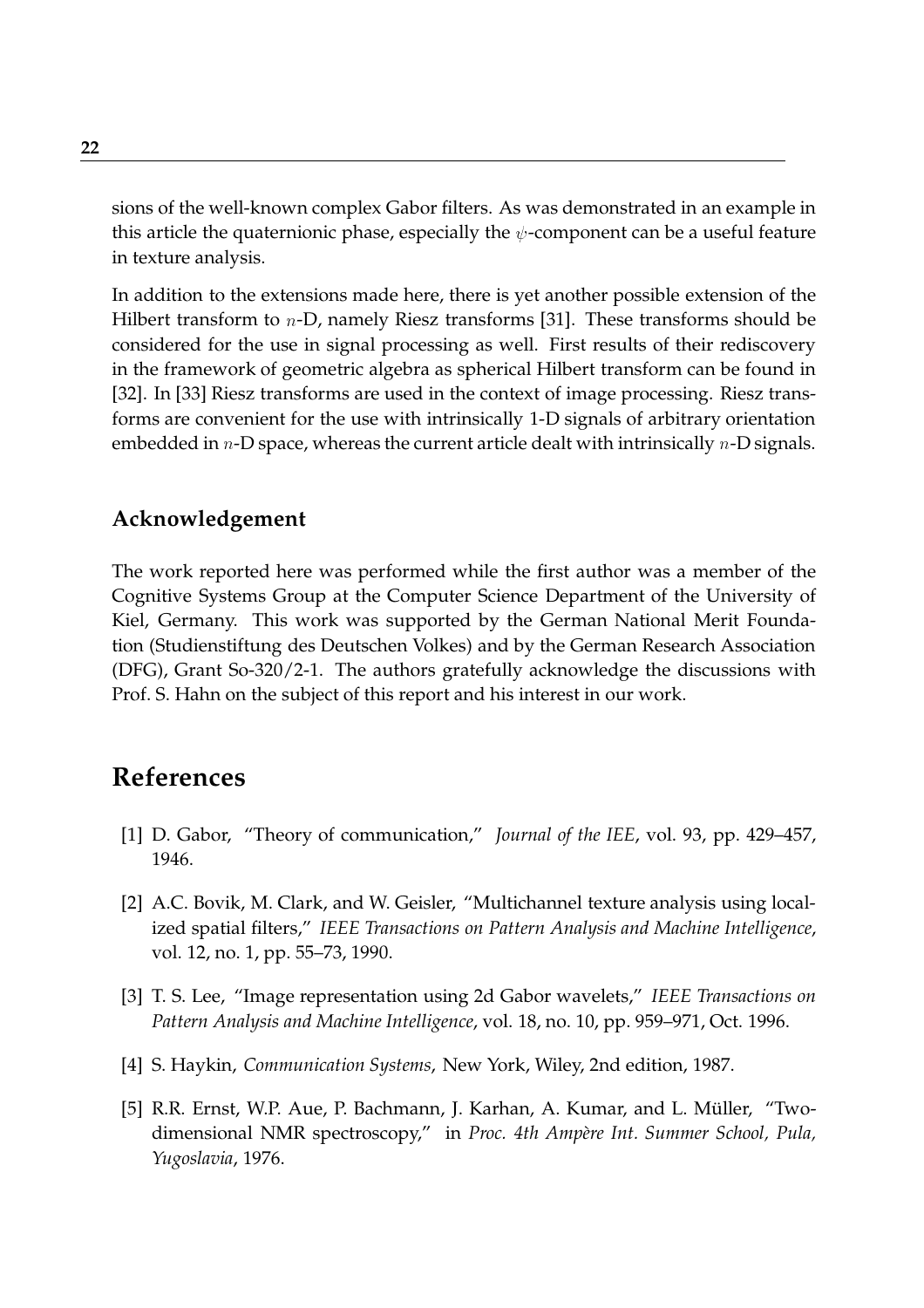sions of the well-known complex Gabor filters. As was demonstrated in an example in this article the quaternionic phase, especially the $\psi$-component can be a useful feature in texture analysis.

In addition to the extensions made here, there is yet another possible extension of the Hilbert transform to $n$-D, namely Riesz transforms [31]. These transforms should be considered for the use in signal processing as well. First results of their rediscovery in the framework of geometric algebra as spherical Hilbert transform can be found in [32]. In [33] Riesz transforms are used in the context of image processing. Riesz transforms are convenient for the use with intrinsically 1-D signals of arbitrary orientation embedded in $n$-D space, whereas the current article dealt with intrinsically $n$-D signals.

## Acknowledgement

The work reported here was performed while the first author was a member of the Cognitive Systems Group at the Computer Science Department of the University of Kiel, Germany. This work was supported by the German National Merit Foundation (Studienstiftung des Deutschen Volkes) and by the German Research Association (DFG), Grant So-320/2-1. The authors gratefully acknowledge the discussions with Prof. S. Hahn on the subject of this report and his interest in our work.

# References

[1] D. Gabor, "Theory of communication," *Journal of the IEE*, vol. 93, pp. 429–457, 1946.

[2] A.C. Bovik, M. Clark, and W. Geisler, "Multichannel texture analysis using localized spatial filters," *IEEE Transactions on Pattern Analysis and Machine Intelligence*, vol. 12, no. 1, pp. 55–73, 1990.

[3] T. S. Lee, "Image representation using 2d Gabor wavelets," *IEEE Transactions on Pattern Analysis and Machine Intelligence*, vol. 18, no. 10, pp. 959–971, Oct. 1996.

[4] S. Haykin, *Communication Systems*, New York, Wiley, 2nd edition, 1987.

[5] R.R. Ernst, W.P. Aue, P. Bachmann, J. Karhan, A. Kumar, and L. Müller, "Two-dimensional NMR spectroscopy," in *Proc. 4th Ampère Int. Summer School, Pula, Yugoslavia*, 1976.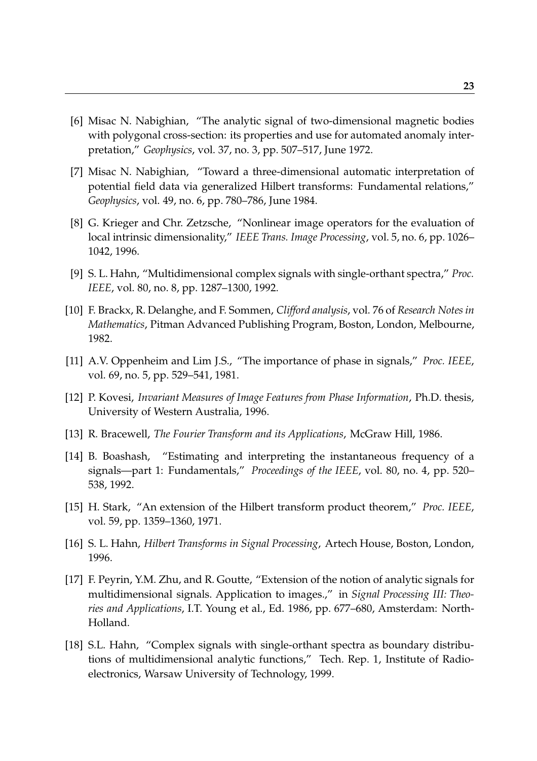[6] Misac N. Nabighian, "The analytic signal of two-dimensional magnetic bodies with polygonal cross-section: its properties and use for automated anomaly interpretation," *Geophysics*, vol. 37, no. 3, pp. 507–517, June 1972.

[7] Misac N. Nabighian, "Toward a three-dimensional automatic interpretation of potential field data via generalized Hilbert transforms: Fundamental relations," *Geophysics*, vol. 49, no. 6, pp. 780–786, June 1984.

[8] G. Krieger and Chr. Zetzsche, "Nonlinear image operators for the evaluation of local intrinsic dimensionality," *IEEE Trans. Image Processing*, vol. 5, no. 6, pp. 1026–1042, 1996.

[9] S. L. Hahn, "Multidimensional complex signals with single-orthant spectra," *Proc. IEEE*, vol. 80, no. 8, pp. 1287–1300, 1992.

[10] F. Brackx, R. Delanghe, and F. Sommen, *Clifford analysis*, vol. 76 of *Research Notes in Mathematics*, Pitman Advanced Publishing Program, Boston, London, Melbourne, 1982.

[11] A.V. Oppenheim and Lim J.S., "The importance of phase in signals," *Proc. IEEE*, vol. 69, no. 5, pp. 529–541, 1981.

[12] P. Kovesi, *Invariant Measures of Image Features from Phase Information*, Ph.D. thesis, University of Western Australia, 1996.

[13] R. Bracewell, *The Fourier Transform and its Applications*, McGraw Hill, 1986.

[14] B. Boashash, "Estimating and interpreting the instantaneous frequency of a signals—part 1: Fundamentals," *Proceedings of the IEEE*, vol. 80, no. 4, pp. 520–538, 1992.

[15] H. Stark, "An extension of the Hilbert transform product theorem," *Proc. IEEE*, vol. 59, pp. 1359–1360, 1971.

[16] S. L. Hahn, *Hilbert Transforms in Signal Processing*, Artech House, Boston, London, 1996.

[17] F. Peyrin, Y.M. Zhu, and R. Goutte, "Extension of the notion of analytic signals for multidimensional signals. Application to images.," in *Signal Processing III: Theories and Applications*, I.T. Young et al., Ed. 1986, pp. 677–680, Amsterdam: North-Holland.

[18] S.L. Hahn, "Complex signals with single-orthant spectra as boundary distributions of multidimensional analytic functions," Tech. Rep. 1, Institute of Radioelectronics, Warsaw University of Technology, 1999.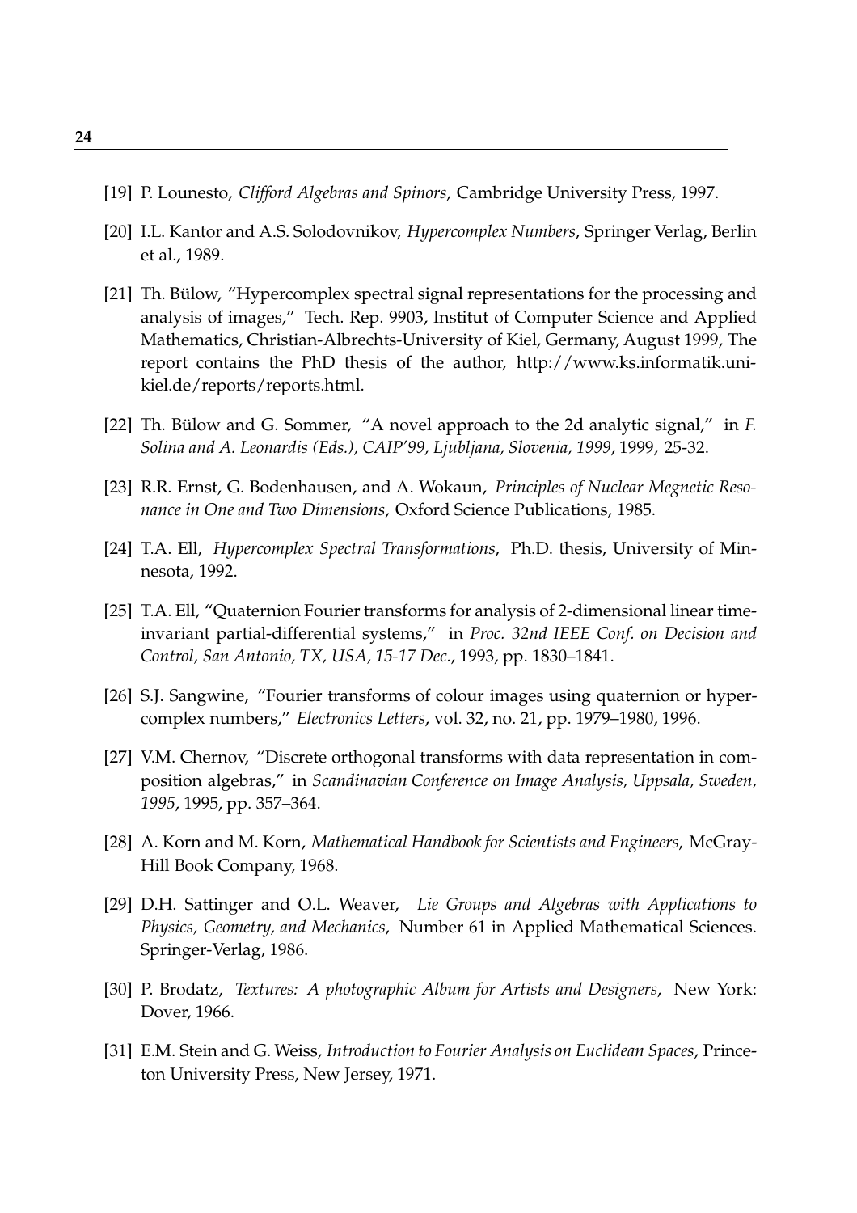[19] P. Lounesto, *Clifford Algebras and Spinors*, Cambridge University Press, 1997.

[20] I.L. Kantor and A.S. Solodovnikov, *Hypercomplex Numbers*, Springer Verlag, Berlin et al., 1989.

[21] Th. Bülow, "Hypercomplex spectral signal representations for the processing and analysis of images," Tech. Rep. 9903, Institut of Computer Science and Applied Mathematics, Christian-Albrechts-University of Kiel, Germany, August 1999, The report contains the PhD thesis of the author, http://www.ks.informatik.uni-kiel.de/reports/reports.html.

[22] Th. Bülow and G. Sommer, "A novel approach to the 2d analytic signal," in *F. Solina and A. Leonardis (Eds.), CAIP'99, Ljubljana, Slovenia, 1999*, 1999, 25-32.

[23] R.R. Ernst, G. Bodenhausen, and A. Wokaun, *Principles of Nuclear Megnetic Resonance in One and Two Dimensions*, Oxford Science Publications, 1985.

[24] T.A. Ell, *Hypercomplex Spectral Transformations*, Ph.D. thesis, University of Minnesota, 1992.

[25] T.A. Ell, "Quaternion Fourier transforms for analysis of 2-dimensional linear time-invariant partial-differential systems," in *Proc. 32nd IEEE Conf. on Decision and Control, San Antonio, TX, USA, 15-17 Dec.*, 1993, pp. 1830–1841.

[26] S.J. Sangwine, "Fourier transforms of colour images using quaternion or hypercomplex numbers," *Electronics Letters*, vol. 32, no. 21, pp. 1979–1980, 1996.

[27] V.M. Chernov, "Discrete orthogonal transforms with data representation in composition algebras," in *Scandinavian Conference on Image Analysis, Uppsala, Sweden, 1995*, 1995, pp. 357–364.

[28] A. Korn and M. Korn, *Mathematical Handbook for Scientists and Engineers*, McGray-Hill Book Company, 1968.

[29] D.H. Sattinger and O.L. Weaver, *Lie Groups and Algebras with Applications to Physics, Geometry, and Mechanics*, Number 61 in Applied Mathematical Sciences. Springer-Verlag, 1986.

[30] P. Brodatz, *Textures: A photographic Album for Artists and Designers*, New York: Dover, 1966.

[31] E.M. Stein and G. Weiss, *Introduction to Fourier Analysis on Euclidean Spaces*, Princeton University Press, New Jersey, 1971.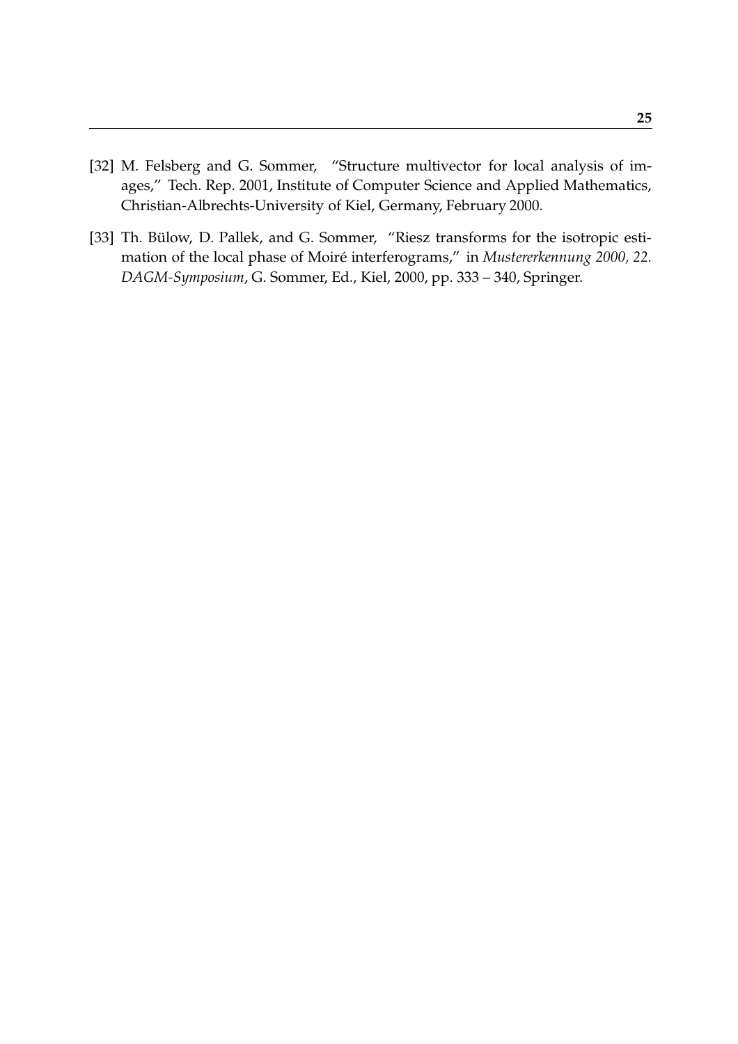[32] M. Felsberg and G. Sommer, "Structure multivector for local analysis of images," Tech. Rep. 2001, Institute of Computer Science and Applied Mathematics, Christian-Albrechts-University of Kiel, Germany, February 2000.

[33] Th. Bülow, D. Pallek, and G. Sommer, "Riesz transforms for the isotropic estimation of the local phase of Moiré interferograms," in *Mustererkennung 2000, 22. DAGM-Symposium*, G. Sommer, Ed., Kiel, 2000, pp. 333 – 340, Springer.